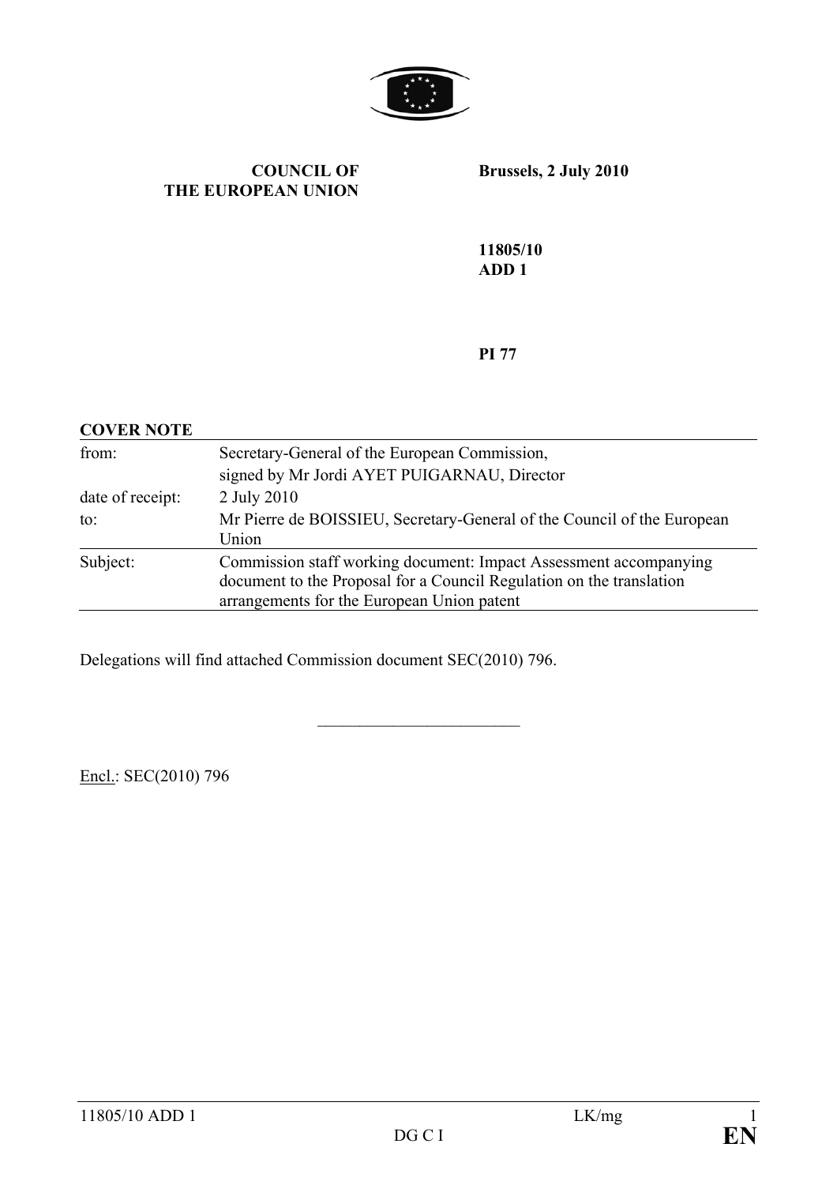**COUNCIL OF THE EUROPEAN UNION**

**Brussels, 2 July 2010**

**11805/10**
**ADD 1**

**PI 77**

**COVER NOTE**

| | |
|---|---|
| from: | Secretary-General of the European Commission, signed by Mr Jordi AYET PUIGARNAU, Director |
| date of receipt: | 2 July 2010 |
| to: | Mr Pierre de BOISSIEU, Secretary-General of the Council of the European Union |
| Subject: | Commission staff working document: Impact Assessment accompanying document to the Proposal for a Council Regulation on the translation arrangements for the European Union patent |

Delegations will find attached Commission document SEC(2010) 796.

---

Encl.: SEC(2010) 796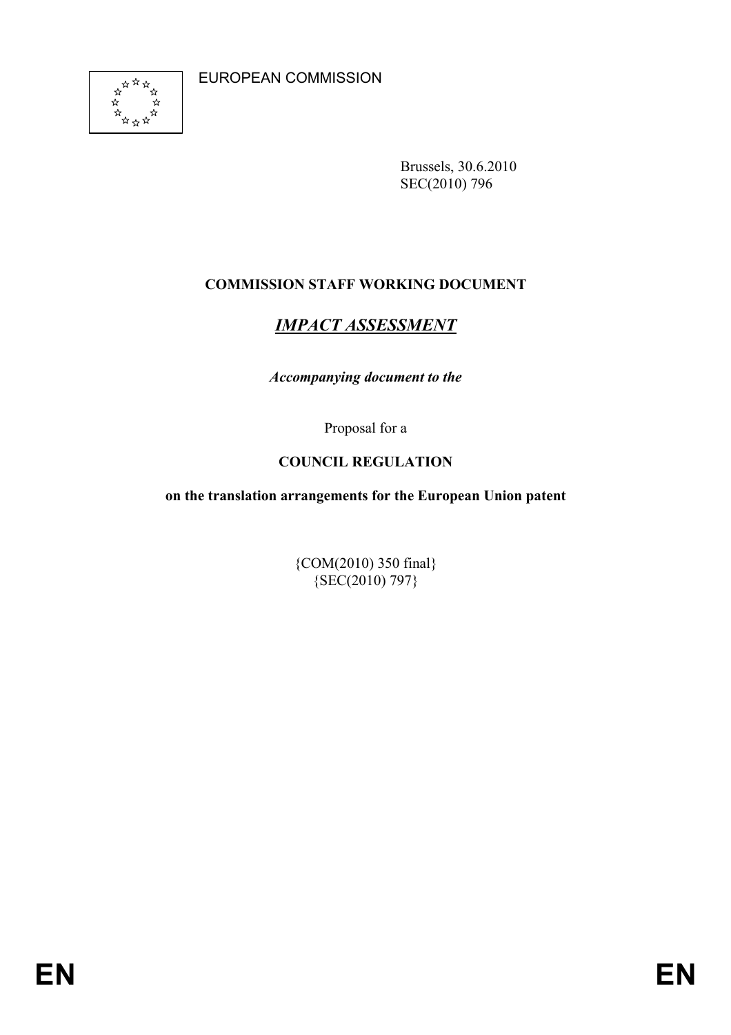EUROPEAN COMMISSION

Brussels, 30.6.2010
SEC(2010) 796

**COMMISSION STAFF WORKING DOCUMENT**

***IMPACT ASSESSMENT***

***Accompanying document to the***

Proposal for a

**COUNCIL REGULATION**

**on the translation arrangements for the European Union patent**

{COM(2010) 350 final}
{SEC(2010) 797}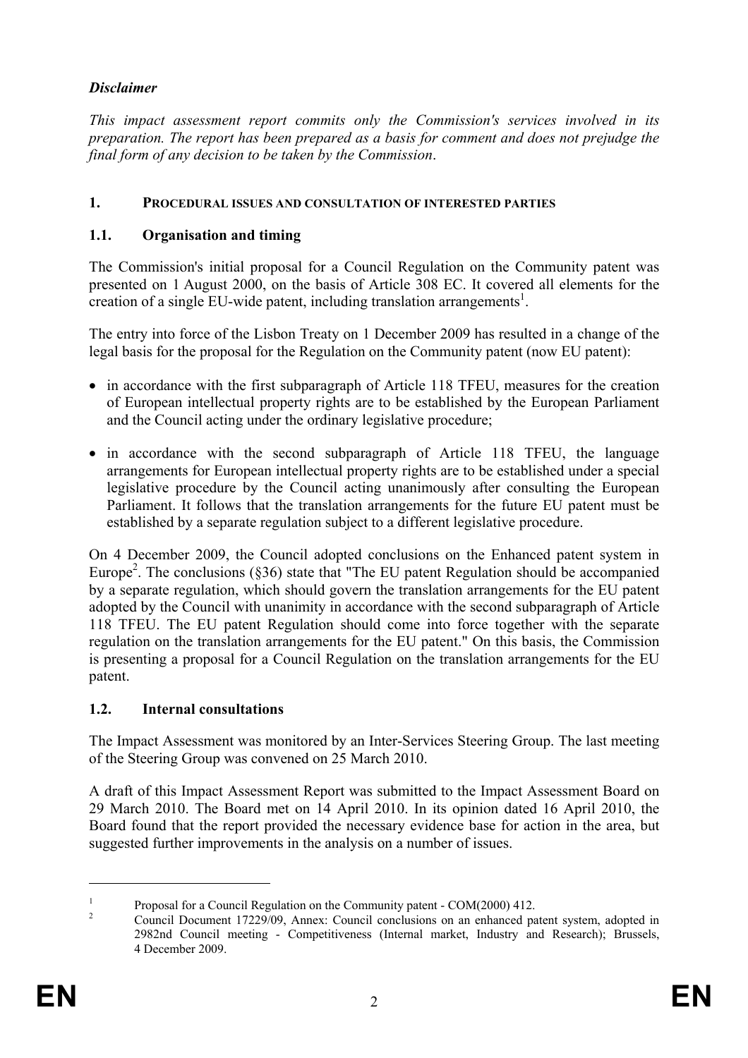## *Disclaimer*

*This impact assessment report commits only the Commission's services involved in its preparation. The report has been prepared as a basis for comment and does not prejudge the final form of any decision to be taken by the Commission.*

## 1. PROCEDURAL ISSUES AND CONSULTATION OF INTERESTED PARTIES

### 1.1. Organisation and timing

The Commission's initial proposal for a Council Regulation on the Community patent was presented on 1 August 2000, on the basis of Article 308 EC. It covered all elements for the creation of a single EU-wide patent, including translation arrangements[1].

The entry into force of the Lisbon Treaty on 1 December 2009 has resulted in a change of the legal basis for the proposal for the Regulation on the Community patent (now EU patent):

- in accordance with the first subparagraph of Article 118 TFEU, measures for the creation of European intellectual property rights are to be established by the European Parliament and the Council acting under the ordinary legislative procedure;
- in accordance with the second subparagraph of Article 118 TFEU, the language arrangements for European intellectual property rights are to be established under a special legislative procedure by the Council acting unanimously after consulting the European Parliament. It follows that the translation arrangements for the future EU patent must be established by a separate regulation subject to a different legislative procedure.

On 4 December 2009, the Council adopted conclusions on the Enhanced patent system in Europe[2]. The conclusions (§36) state that "The EU patent Regulation should be accompanied by a separate regulation, which should govern the translation arrangements for the EU patent adopted by the Council with unanimity in accordance with the second subparagraph of Article 118 TFEU. The EU patent Regulation should come into force together with the separate regulation on the translation arrangements for the EU patent." On this basis, the Commission is presenting a proposal for a Council Regulation on the translation arrangements for the EU patent.

### 1.2. Internal consultations

The Impact Assessment was monitored by an Inter-Services Steering Group. The last meeting of the Steering Group was convened on 25 March 2010.

A draft of this Impact Assessment Report was submitted to the Impact Assessment Board on 29 March 2010. The Board met on 14 April 2010. In its opinion dated 16 April 2010, the Board found that the report provided the necessary evidence base for action in the area, but suggested further improvements in the analysis on a number of issues.

---

[1] Proposal for a Council Regulation on the Community patent - COM(2000) 412.

[2] Council Document 17229/09, Annex: Council conclusions on an enhanced patent system, adopted in 2982nd Council meeting - Competitiveness (Internal market, Industry and Research); Brussels, 4 December 2009.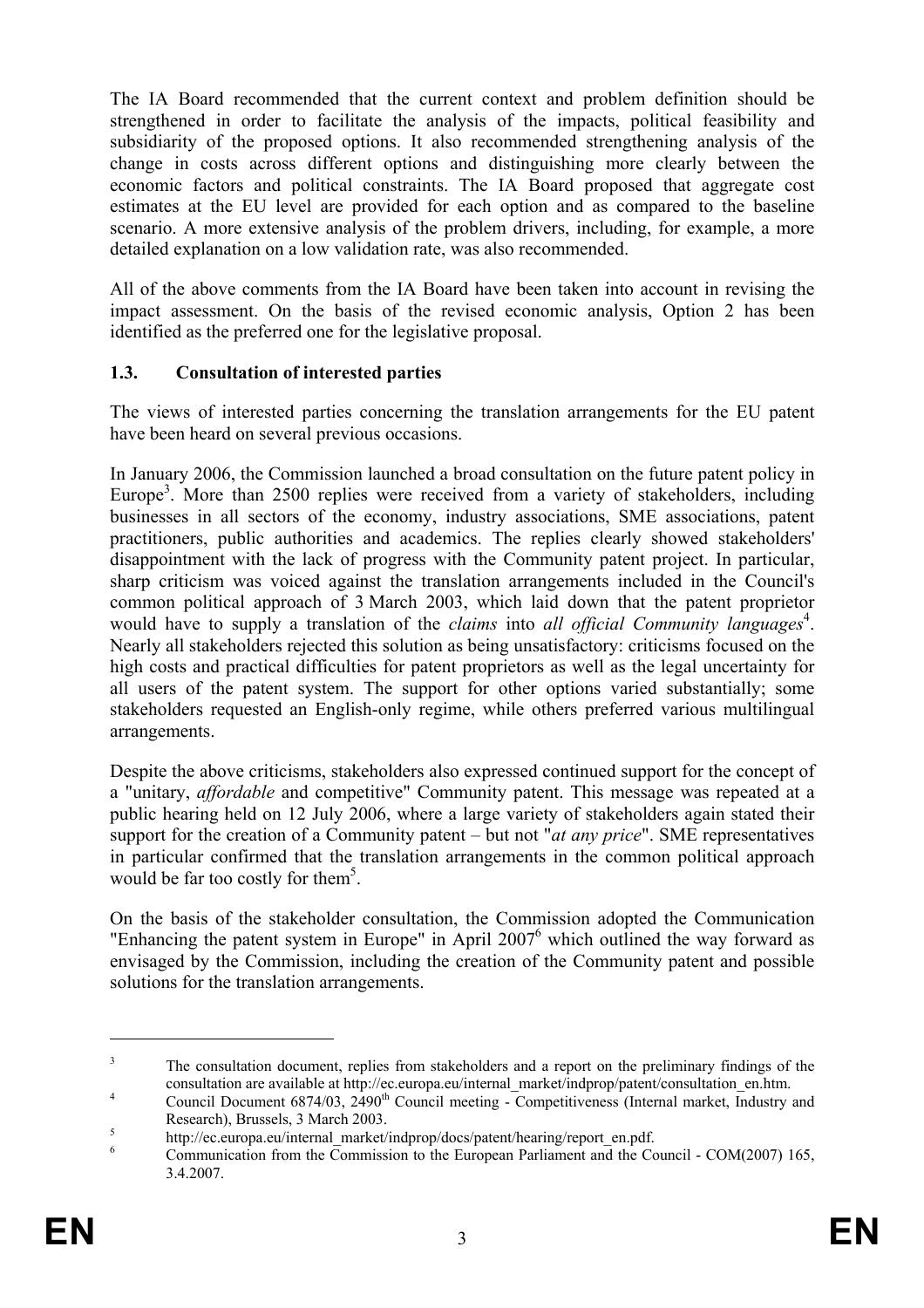The IA Board recommended that the current context and problem definition should be strengthened in order to facilitate the analysis of the impacts, political feasibility and subsidiarity of the proposed options. It also recommended strengthening analysis of the change in costs across different options and distinguishing more clearly between the economic factors and political constraints. The IA Board proposed that aggregate cost estimates at the EU level are provided for each option and as compared to the baseline scenario. A more extensive analysis of the problem drivers, including, for example, a more detailed explanation on a low validation rate, was also recommended.

All of the above comments from the IA Board have been taken into account in revising the impact assessment. On the basis of the revised economic analysis, Option 2 has been identified as the preferred one for the legislative proposal.

### 1.3. Consultation of interested parties

The views of interested parties concerning the translation arrangements for the EU patent have been heard on several previous occasions.

In January 2006, the Commission launched a broad consultation on the future patent policy in Europe[3]. More than 2500 replies were received from a variety of stakeholders, including businesses in all sectors of the economy, industry associations, SME associations, patent practitioners, public authorities and academics. The replies clearly showed stakeholders' disappointment with the lack of progress with the Community patent project. In particular, sharp criticism was voiced against the translation arrangements included in the Council's common political approach of 3 March 2003, which laid down that the patent proprietor would have to supply a translation of the *claims* into *all official Community languages*[4]. Nearly all stakeholders rejected this solution as being unsatisfactory: criticisms focused on the high costs and practical difficulties for patent proprietors as well as the legal uncertainty for all users of the patent system. The support for other options varied substantially; some stakeholders requested an English-only regime, while others preferred various multilingual arrangements.

Despite the above criticisms, stakeholders also expressed continued support for the concept of a "unitary, *affordable* and competitive" Community patent. This message was repeated at a public hearing held on 12 July 2006, where a large variety of stakeholders again stated their support for the creation of a Community patent – but not "*at any price*". SME representatives in particular confirmed that the translation arrangements in the common political approach would be far too costly for them[5].

On the basis of the stakeholder consultation, the Commission adopted the Communication "Enhancing the patent system in Europe" in April 2007[6] which outlined the way forward as envisaged by the Commission, including the creation of the Community patent and possible solutions for the translation arrangements.

---

[3] The consultation document, replies from stakeholders and a report on the preliminary findings of the consultation are available at http://ec.europa.eu/internal_market/indprop/patent/consultation_en.htm.

[4] Council Document 6874/03, 2490th Council meeting - Competitiveness (Internal market, Industry and Research), Brussels, 3 March 2003.

[5] http://ec.europa.eu/internal_market/indprop/docs/patent/hearing/report_en.pdf.

[6] Communication from the Commission to the European Parliament and the Council - COM(2007) 165, 3.4.2007.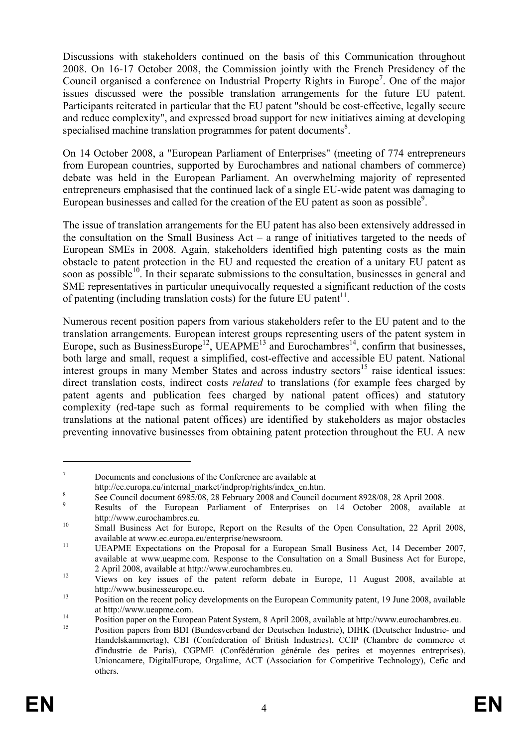Discussions with stakeholders continued on the basis of this Communication throughout 2008. On 16-17 October 2008, the Commission jointly with the French Presidency of the Council organised a conference on Industrial Property Rights in Europe[7]. One of the major issues discussed were the possible translation arrangements for the future EU patent. Participants reiterated in particular that the EU patent "should be cost-effective, legally secure and reduce complexity", and expressed broad support for new initiatives aiming at developing specialised machine translation programmes for patent documents[8].

On 14 October 2008, a "European Parliament of Enterprises" (meeting of 774 entrepreneurs from European countries, supported by Eurochambres and national chambers of commerce) debate was held in the European Parliament. An overwhelming majority of represented entrepreneurs emphasised that the continued lack of a single EU-wide patent was damaging to European businesses and called for the creation of the EU patent as soon as possible[9].

The issue of translation arrangements for the EU patent has also been extensively addressed in the consultation on the Small Business Act – a range of initiatives targeted to the needs of European SMEs in 2008. Again, stakeholders identified high patenting costs as the main obstacle to patent protection in the EU and requested the creation of a unitary EU patent as soon as possible[10]. In their separate submissions to the consultation, businesses in general and SME representatives in particular unequivocally requested a significant reduction of the costs of patenting (including translation costs) for the future EU patent[11].

Numerous recent position papers from various stakeholders refer to the EU patent and to the translation arrangements. European interest groups representing users of the patent system in Europe, such as BusinessEurope[12], UEAPME[13] and Eurochambres[14], confirm that businesses, both large and small, request a simplified, cost-effective and accessible EU patent. National interest groups in many Member States and across industry sectors[15] raise identical issues: direct translation costs, indirect costs *related* to translations (for example fees charged by patent agents and publication fees charged by national patent offices) and statutory complexity (red-tape such as formal requirements to be complied with when filing the translations at the national patent offices) are identified by stakeholders as major obstacles preventing innovative businesses from obtaining patent protection throughout the EU. A new

---

[7] Documents and conclusions of the Conference are available at http://ec.europa.eu/internal_market/indprop/rights/index_en.htm.

[8] See Council document 6985/08, 28 February 2008 and Council document 8928/08, 28 April 2008.

[9] Results of the European Parliament of Enterprises on 14 October 2008, available at http://www.eurochambres.eu.

[10] Small Business Act for Europe, Report on the Results of the Open Consultation, 22 April 2008, available at www.ec.europa.eu/enterprise/newsroom.

[11] UEAPME Expectations on the Proposal for a European Small Business Act, 14 December 2007, available at www.ueapme.com. Response to the Consultation on a Small Business Act for Europe, 2 April 2008, available at http://www.eurochambres.eu.

[12] Views on key issues of the patent reform debate in Europe, 11 August 2008, available at http://www.businesseurope.eu.

[13] Position on the recent policy developments on the European Community patent, 19 June 2008, available at http://www.ueapme.com.

[14] Position paper on the European Patent System, 8 April 2008, available at http://www.eurochambres.eu.

[15] Position papers from BDI (Bundesverband der Deutschen Industrie), DIHK (Deutscher Industrie- und Handelskammertag), CBI (Confederation of British Industries), CCIP (Chambre de commerce et d'industrie de Paris), CGPME (Confédération générale des petites et moyennes entreprises), Unioncamere, DigitalEurope, Orgalime, ACT (Association for Competitive Technology), Cefic and others.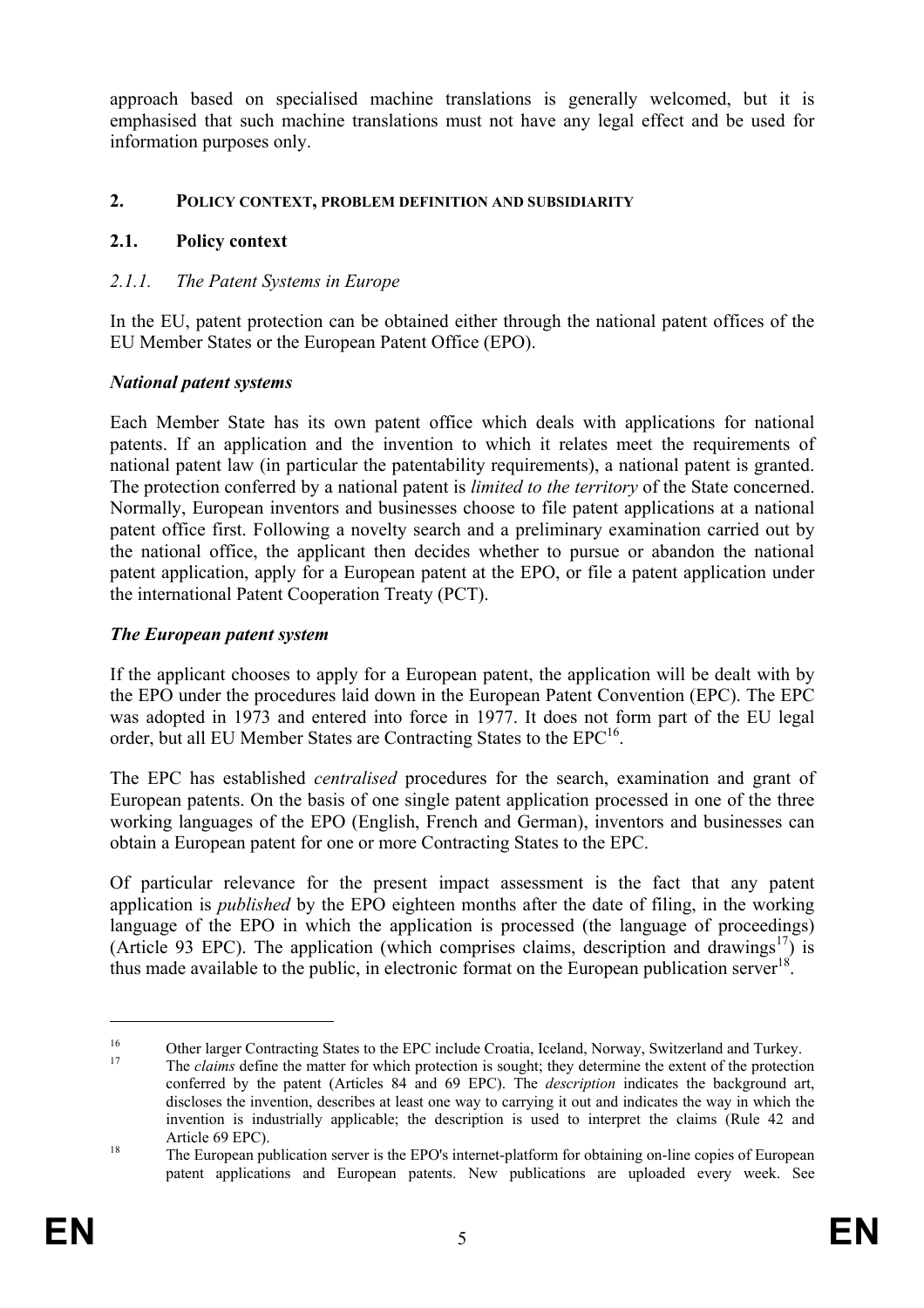approach based on specialised machine translations is generally welcomed, but it is emphasised that such machine translations must not have any legal effect and be used for information purposes only.

## 2. POLICY CONTEXT, PROBLEM DEFINITION AND SUBSIDIARITY

### 2.1. Policy context

#### *2.1.1. The Patent Systems in Europe*

In the EU, patent protection can be obtained either through the national patent offices of the EU Member States or the European Patent Office (EPO).

***National patent systems***

Each Member State has its own patent office which deals with applications for national patents. If an application and the invention to which it relates meet the requirements of national patent law (in particular the patentability requirements), a national patent is granted. The protection conferred by a national patent is *limited to the territory* of the State concerned. Normally, European inventors and businesses choose to file patent applications at a national patent office first. Following a novelty search and a preliminary examination carried out by the national office, the applicant then decides whether to pursue or abandon the national patent application, apply for a European patent at the EPO, or file a patent application under the international Patent Cooperation Treaty (PCT).

***The European patent system***

If the applicant chooses to apply for a European patent, the application will be dealt with by the EPO under the procedures laid down in the European Patent Convention (EPC). The EPC was adopted in 1973 and entered into force in 1977. It does not form part of the EU legal order, but all EU Member States are Contracting States to the EPC[16].

The EPC has established *centralised* procedures for the search, examination and grant of European patents. On the basis of one single patent application processed in one of the three working languages of the EPO (English, French and German), inventors and businesses can obtain a European patent for one or more Contracting States to the EPC.

Of particular relevance for the present impact assessment is the fact that any patent application is *published* by the EPO eighteen months after the date of filing, in the working language of the EPO in which the application is processed (the language of proceedings) (Article 93 EPC). The application (which comprises claims, description and drawings[17]) is thus made available to the public, in electronic format on the European publication server[18].

---

[16] Other larger Contracting States to the EPC include Croatia, Iceland, Norway, Switzerland and Turkey.

[17] The *claims* define the matter for which protection is sought; they determine the extent of the protection conferred by the patent (Articles 84 and 69 EPC). The *description* indicates the background art, discloses the invention, describes at least one way to carrying it out and indicates the way in which the invention is industrially applicable; the description is used to interpret the claims (Rule 42 and Article 69 EPC).

[18] The European publication server is the EPO's internet-platform for obtaining on-line copies of European patent applications and European patents. New publications are uploaded every week. See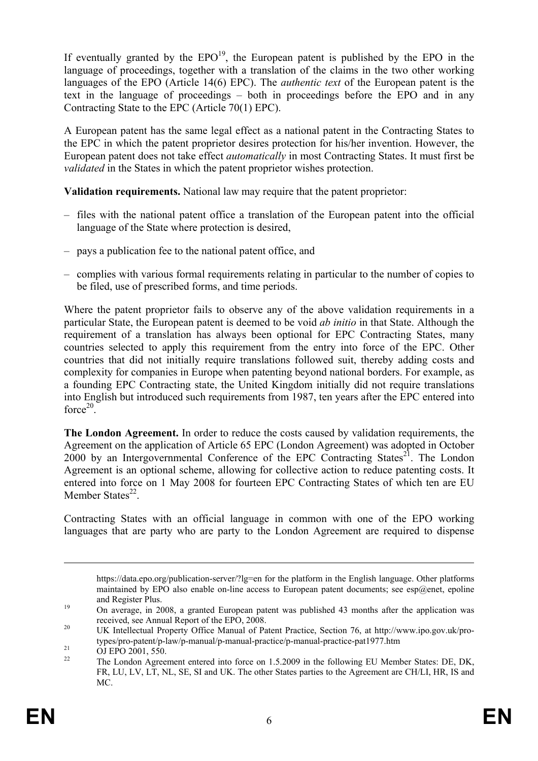If eventually granted by the EPO[19], the European patent is published by the EPO in the language of proceedings, together with a translation of the claims in the two other working languages of the EPO (Article 14(6) EPC). The *authentic text* of the European patent is the text in the language of proceedings – both in proceedings before the EPO and in any Contracting State to the EPC (Article 70(1) EPC).

A European patent has the same legal effect as a national patent in the Contracting States to the EPC in which the patent proprietor desires protection for his/her invention. However, the European patent does not take effect *automatically* in most Contracting States. It must first be *validated* in the States in which the patent proprietor wishes protection.

**Validation requirements.** National law may require that the patent proprietor:

– files with the national patent office a translation of the European patent into the official language of the State where protection is desired,

– pays a publication fee to the national patent office, and

– complies with various formal requirements relating in particular to the number of copies to be filed, use of prescribed forms, and time periods.

Where the patent proprietor fails to observe any of the above validation requirements in a particular State, the European patent is deemed to be void *ab initio* in that State. Although the requirement of a translation has always been optional for EPC Contracting States, many countries selected to apply this requirement from the entry into force of the EPC. Other countries that did not initially require translations followed suit, thereby adding costs and complexity for companies in Europe when patenting beyond national borders. For example, as a founding EPC Contracting state, the United Kingdom initially did not require translations into English but introduced such requirements from 1987, ten years after the EPC entered into force[20].

**The London Agreement.** In order to reduce the costs caused by validation requirements, the Agreement on the application of Article 65 EPC (London Agreement) was adopted in October 2000 by an Intergovernmental Conference of the EPC Contracting States[21]. The London Agreement is an optional scheme, allowing for collective action to reduce patenting costs. It entered into force on 1 May 2008 for fourteen EPC Contracting States of which ten are EU Member States[22].

Contracting States with an official language in common with one of the EPO working languages that are party who are party to the London Agreement are required to dispense

---

https://data.epo.org/publication-server/?lg=en for the platform in the English language. Other platforms maintained by EPO also enable on-line access to European patent documents; see esp@enet, epoline and Register Plus.

[19] On average, in 2008, a granted European patent was published 43 months after the application was received, see Annual Report of the EPO, 2008.

[20] UK Intellectual Property Office Manual of Patent Practice, Section 76, at http://www.ipo.gov.uk/pro-types/pro-patent/p-law/p-manual/p-manual-practice/p-manual-practice-pat1977.htm

[21] OJ EPO 2001, 550.

[22] The London Agreement entered into force on 1.5.2009 in the following EU Member States: DE, DK, FR, LU, LV, LT, NL, SE, SI and UK. The other States parties to the Agreement are CH/LI, HR, IS and MC.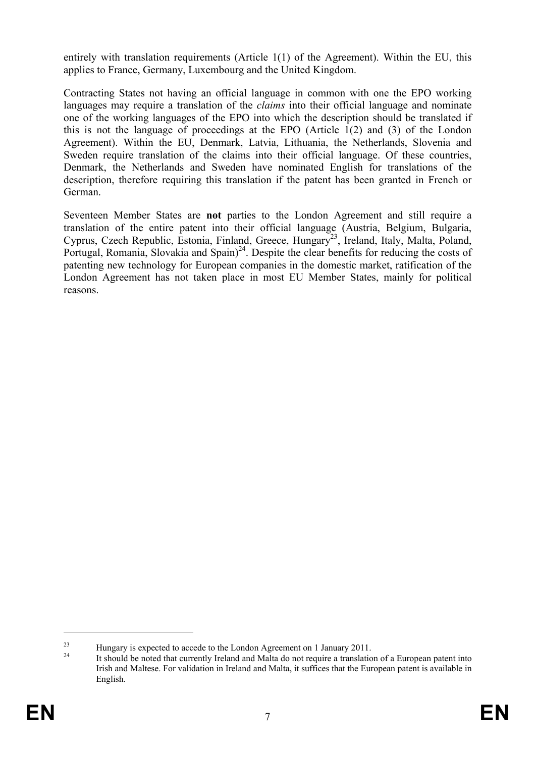entirely with translation requirements (Article 1(1) of the Agreement). Within the EU, this applies to France, Germany, Luxembourg and the United Kingdom.

Contracting States not having an official language in common with one the EPO working languages may require a translation of the *claims* into their official language and nominate one of the working languages of the EPO into which the description should be translated if this is not the language of proceedings at the EPO (Article 1(2) and (3) of the London Agreement). Within the EU, Denmark, Latvia, Lithuania, the Netherlands, Slovenia and Sweden require translation of the claims into their official language. Of these countries, Denmark, the Netherlands and Sweden have nominated English for translations of the description, therefore requiring this translation if the patent has been granted in French or German.

Seventeen Member States are **not** parties to the London Agreement and still require a translation of the entire patent into their official language (Austria, Belgium, Bulgaria, Cyprus, Czech Republic, Estonia, Finland, Greece, Hungary[23], Ireland, Italy, Malta, Poland, Portugal, Romania, Slovakia and Spain)[24]. Despite the clear benefits for reducing the costs of patenting new technology for European companies in the domestic market, ratification of the London Agreement has not taken place in most EU Member States, mainly for political reasons.

---

[23] Hungary is expected to accede to the London Agreement on 1 January 2011.

[24] It should be noted that currently Ireland and Malta do not require a translation of a European patent into Irish and Maltese. For validation in Ireland and Malta, it suffices that the European patent is available in English.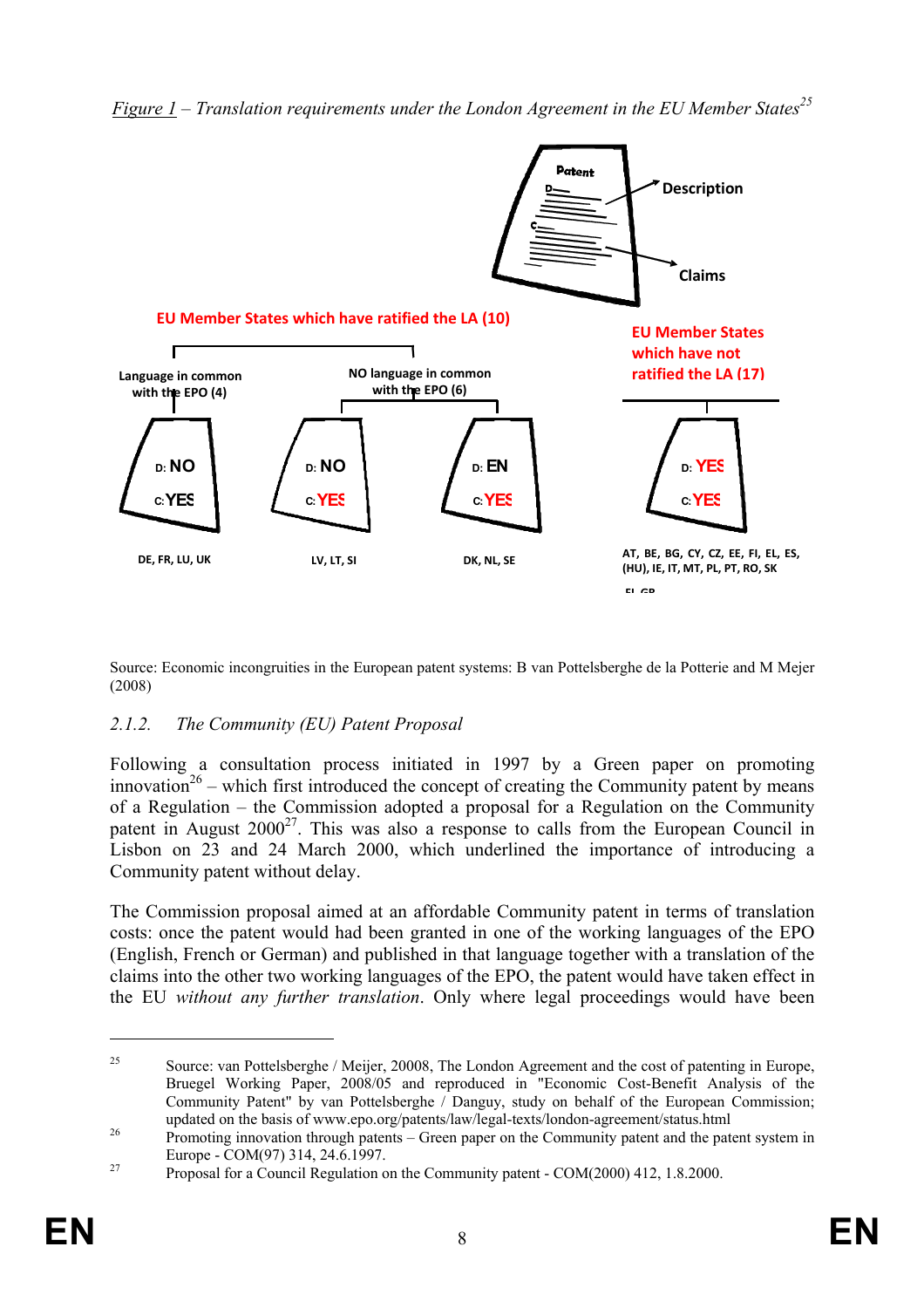*Figure 1 – Translation requirements under the London Agreement in the EU Member States*[25]

Patent

Description

Claims

EU Member States which have ratified the LA (10)

Language in common with the EPO (4)

NO language in common with the EPO (6)

EU Member States which have not ratified the LA (17)

D: NO
C: YES

D: NO
C: YES

D: EN
C: YES

D: YES
C: YES

DE, FR, LU, UK

LV, LT, SI

DK, NL, SE

AT, BE, BG, CY, CZ, EE, FI, EL, ES, (HU), IE, IT, MT, PL, PT, RO, SK

Source: Economic incongruities in the European patent systems: B van Pottelsberghe de la Potterie and M Mejer (2008)

### 2.1.2. *The Community (EU) Patent Proposal*

Following a consultation process initiated in 1997 by a Green paper on promoting innovation[26] – which first introduced the concept of creating the Community patent by means of a Regulation – the Commission adopted a proposal for a Regulation on the Community patent in August 2000[27]. This was also a response to calls from the European Council in Lisbon on 23 and 24 March 2000, which underlined the importance of introducing a Community patent without delay.

The Commission proposal aimed at an affordable Community patent in terms of translation costs: once the patent would had been granted in one of the working languages of the EPO (English, French or German) and published in that language together with a translation of the claims into the other two working languages of the EPO, the patent would have taken effect in the EU *without any further translation*. Only where legal proceedings would have been

---

[25] Source: van Pottelsberghe / Meijer, 20008, The London Agreement and the cost of patenting in Europe, Bruegel Working Paper, 2008/05 and reproduced in "Economic Cost-Benefit Analysis of the Community Patent" by van Pottelsberghe / Danguy, study on behalf of the European Commission; updated on the basis of www.epo.org/patents/law/legal-texts/london-agreement/status.html

[26] Promoting innovation through patents – Green paper on the Community patent and the patent system in Europe - COM(97) 314, 24.6.1997.

[27] Proposal for a Council Regulation on the Community patent - COM(2000) 412, 1.8.2000.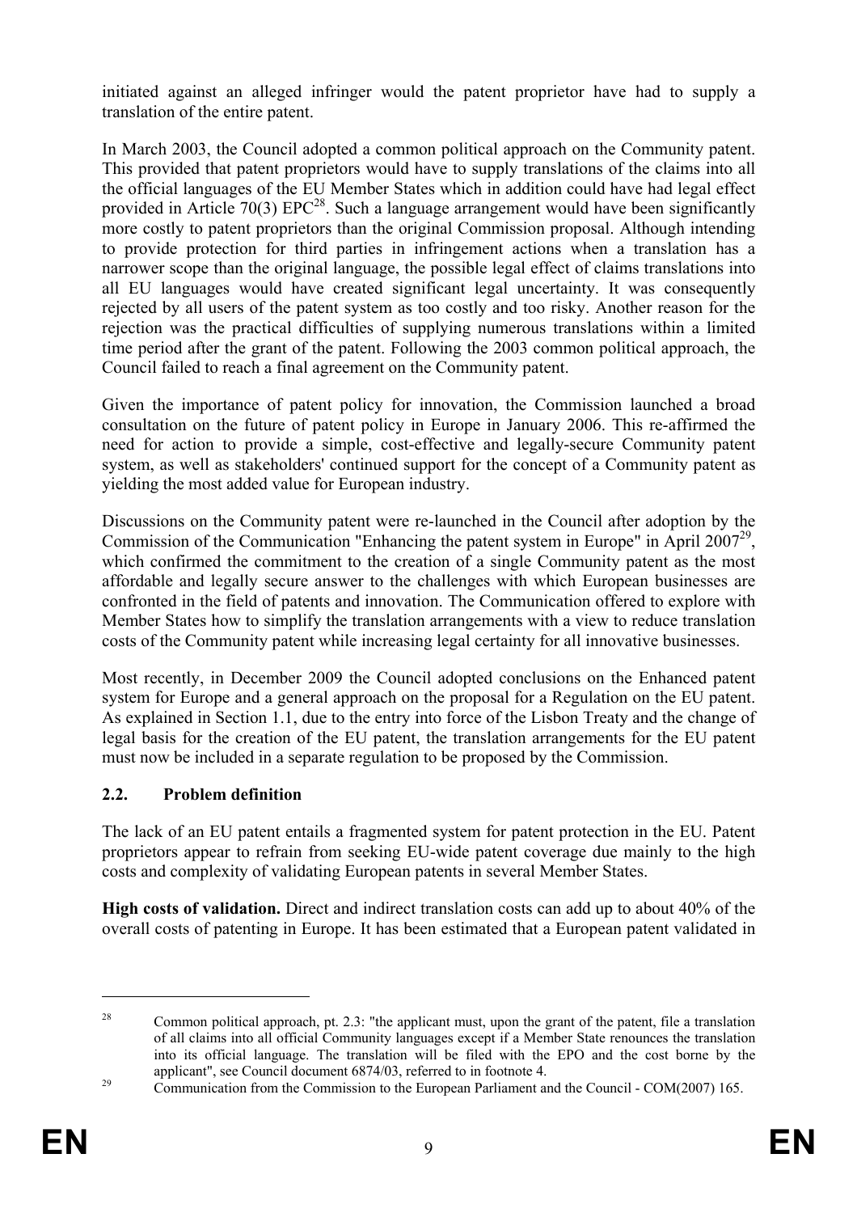initiated against an alleged infringer would the patent proprietor have had to supply a translation of the entire patent.

In March 2003, the Council adopted a common political approach on the Community patent. This provided that patent proprietors would have to supply translations of the claims into all the official languages of the EU Member States which in addition could have had legal effect provided in Article 70(3) EPC[28]. Such a language arrangement would have been significantly more costly to patent proprietors than the original Commission proposal. Although intending to provide protection for third parties in infringement actions when a translation has a narrower scope than the original language, the possible legal effect of claims translations into all EU languages would have created significant legal uncertainty. It was consequently rejected by all users of the patent system as too costly and too risky. Another reason for the rejection was the practical difficulties of supplying numerous translations within a limited time period after the grant of the patent. Following the 2003 common political approach, the Council failed to reach a final agreement on the Community patent.

Given the importance of patent policy for innovation, the Commission launched a broad consultation on the future of patent policy in Europe in January 2006. This re-affirmed the need for action to provide a simple, cost-effective and legally-secure Community patent system, as well as stakeholders' continued support for the concept of a Community patent as yielding the most added value for European industry.

Discussions on the Community patent were re-launched in the Council after adoption by the Commission of the Communication "Enhancing the patent system in Europe" in April 2007[29], which confirmed the commitment to the creation of a single Community patent as the most affordable and legally secure answer to the challenges with which European businesses are confronted in the field of patents and innovation. The Communication offered to explore with Member States how to simplify the translation arrangements with a view to reduce translation costs of the Community patent while increasing legal certainty for all innovative businesses.

Most recently, in December 2009 the Council adopted conclusions on the Enhanced patent system for Europe and a general approach on the proposal for a Regulation on the EU patent. As explained in Section 1.1, due to the entry into force of the Lisbon Treaty and the change of legal basis for the creation of the EU patent, the translation arrangements for the EU patent must now be included in a separate regulation to be proposed by the Commission.

## 2.2. Problem definition

The lack of an EU patent entails a fragmented system for patent protection in the EU. Patent proprietors appear to refrain from seeking EU-wide patent coverage due mainly to the high costs and complexity of validating European patents in several Member States.

**High costs of validation.** Direct and indirect translation costs can add up to about 40% of the overall costs of patenting in Europe. It has been estimated that a European patent validated in

---

[28] Common political approach, pt. 2.3: "the applicant must, upon the grant of the patent, file a translation of all claims into all official Community languages except if a Member State renounces the translation into its official language. The translation will be filed with the EPO and the cost borne by the applicant", see Council document 6874/03, referred to in footnote 4.

[29] Communication from the Commission to the European Parliament and the Council - COM(2007) 165.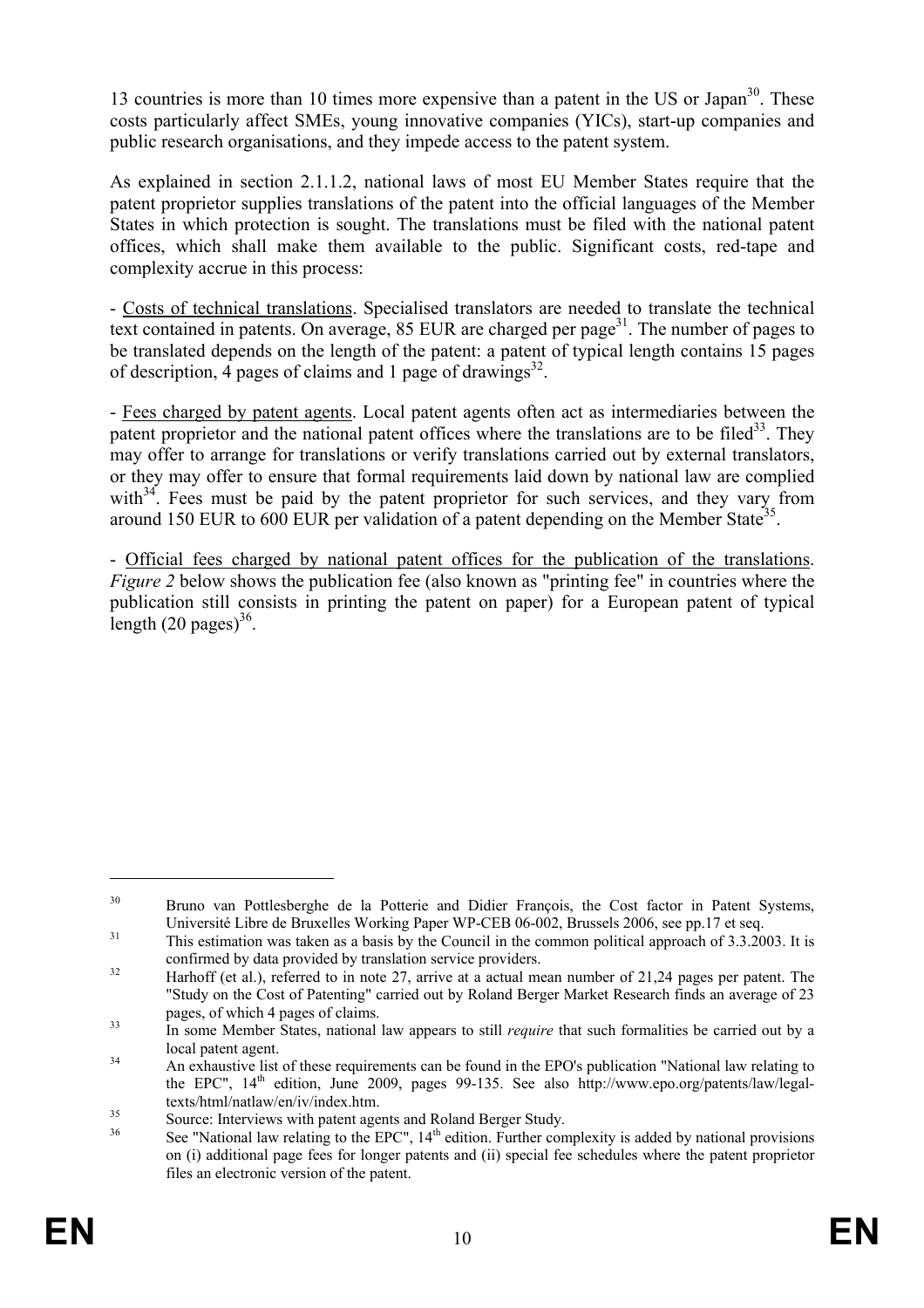13 countries is more than 10 times more expensive than a patent in the US or Japan[30]. These costs particularly affect SMEs, young innovative companies (YICs), start-up companies and public research organisations, and they impede access to the patent system.

As explained in section 2.1.1.2, national laws of most EU Member States require that the patent proprietor supplies translations of the patent into the official languages of the Member States in which protection is sought. The translations must be filed with the national patent offices, which shall make them available to the public. Significant costs, red-tape and complexity accrue in this process:

- Costs of technical translations. Specialised translators are needed to translate the technical text contained in patents. On average, 85 EUR are charged per page[31]. The number of pages to be translated depends on the length of the patent: a patent of typical length contains 15 pages of description, 4 pages of claims and 1 page of drawings[32].

- Fees charged by patent agents. Local patent agents often act as intermediaries between the patent proprietor and the national patent offices where the translations are to be filed[33]. They may offer to arrange for translations or verify translations carried out by external translators, or they may offer to ensure that formal requirements laid down by national law are complied with[34]. Fees must be paid by the patent proprietor for such services, and they vary from around 150 EUR to 600 EUR per validation of a patent depending on the Member State[35].

- Official fees charged by national patent offices for the publication of the translations. *Figure 2* below shows the publication fee (also known as "printing fee" in countries where the publication still consists in printing the patent on paper) for a European patent of typical length (20 pages)[36].

---

[30] Bruno van Pottlesberghe de la Potterie and Didier François, the Cost factor in Patent Systems, Université Libre de Bruxelles Working Paper WP-CEB 06-002, Brussels 2006, see pp.17 et seq.

[31] This estimation was taken as a basis by the Council in the common political approach of 3.3.2003. It is confirmed by data provided by translation service providers.

[32] Harhoff (et al.), referred to in note 27, arrive at a actual mean number of 21,24 pages per patent. The "Study on the Cost of Patenting" carried out by Roland Berger Market Research finds an average of 23 pages, of which 4 pages of claims.

[33] In some Member States, national law appears to still *require* that such formalities be carried out by a local patent agent.

[34] An exhaustive list of these requirements can be found in the EPO's publication "National law relating to the EPC", 14th edition, June 2009, pages 99-135. See also http://www.epo.org/patents/law/legal-texts/html/natlaw/en/iv/index.htm.

[35] Source: Interviews with patent agents and Roland Berger Study.

[36] See "National law relating to the EPC", 14th edition. Further complexity is added by national provisions on (i) additional page fees for longer patents and (ii) special fee schedules where the patent proprietor files an electronic version of the patent.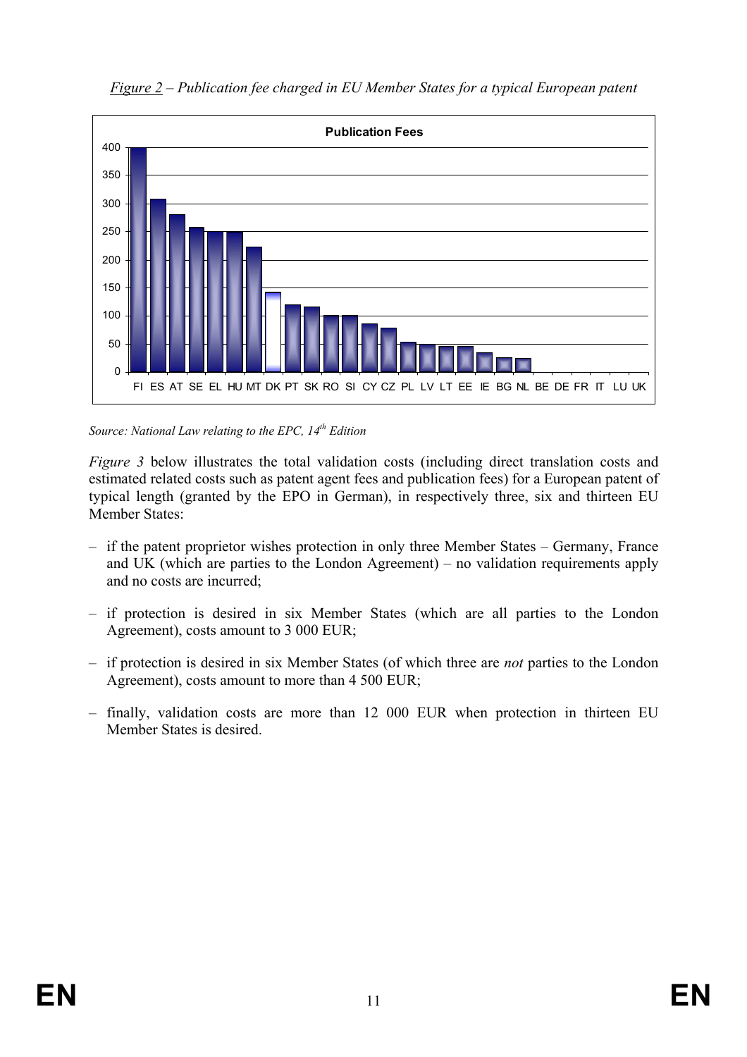*Figure 2 – Publication fee charged in EU Member States for a typical European patent*

*Source: National Law relating to the EPC, 14th Edition*

*Figure 3* below illustrates the total validation costs (including direct translation costs and estimated related costs such as patent agent fees and publication fees) for a European patent of typical length (granted by the EPO in German), in respectively three, six and thirteen EU Member States:

- if the patent proprietor wishes protection in only three Member States – Germany, France and UK (which are parties to the London Agreement) – no validation requirements apply and no costs are incurred;
- if protection is desired in six Member States (which are all parties to the London Agreement), costs amount to 3 000 EUR;
- if protection is desired in six Member States (of which three are *not* parties to the London Agreement), costs amount to more than 4 500 EUR;
- finally, validation costs are more than 12 000 EUR when protection in thirteen EU Member States is desired.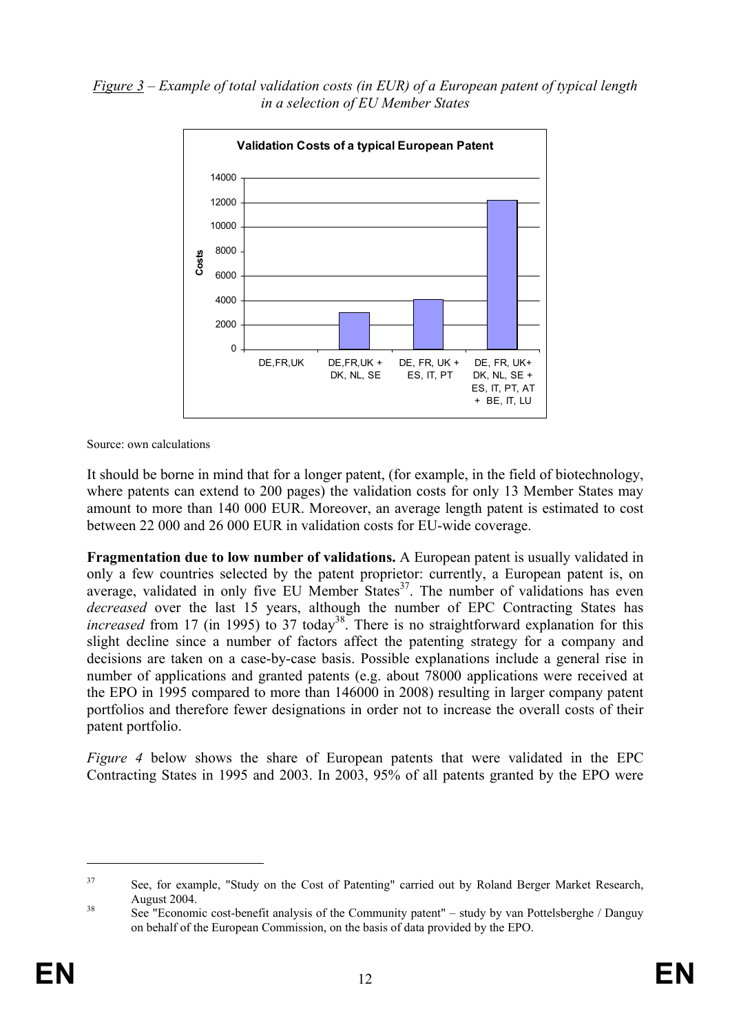*Figure 3* – *Example of total validation costs (in EUR) of a European patent of typical length in a selection of EU Member States*

**Validation Costs of a typical European Patent**

Source: own calculations

It should be borne in mind that for a longer patent, (for example, in the field of biotechnology, where patents can extend to 200 pages) the validation costs for only 13 Member States may amount to more than 140 000 EUR. Moreover, an average length patent is estimated to cost between 22 000 and 26 000 EUR in validation costs for EU-wide coverage.

**Fragmentation due to low number of validations.** A European patent is usually validated in only a few countries selected by the patent proprietor: currently, a European patent is, on average, validated in only five EU Member States[37]. The number of validations has even *decreased* over the last 15 years, although the number of EPC Contracting States has *increased* from 17 (in 1995) to 37 today[38]. There is no straightforward explanation for this slight decline since a number of factors affect the patenting strategy for a company and decisions are taken on a case-by-case basis. Possible explanations include a general rise in number of applications and granted patents (e.g. about 78000 applications were received at the EPO in 1995 compared to more than 146000 in 2008) resulting in larger company patent portfolios and therefore fewer designations in order not to increase the overall costs of their patent portfolio.

*Figure 4* below shows the share of European patents that were validated in the EPC Contracting States in 1995 and 2003. In 2003, 95% of all patents granted by the EPO were

---

[37] See, for example, "Study on the Cost of Patenting" carried out by Roland Berger Market Research, August 2004.

[38] See "Economic cost-benefit analysis of the Community patent" – study by van Pottelsberghe / Danguy on behalf of the European Commission, on the basis of data provided by the EPO.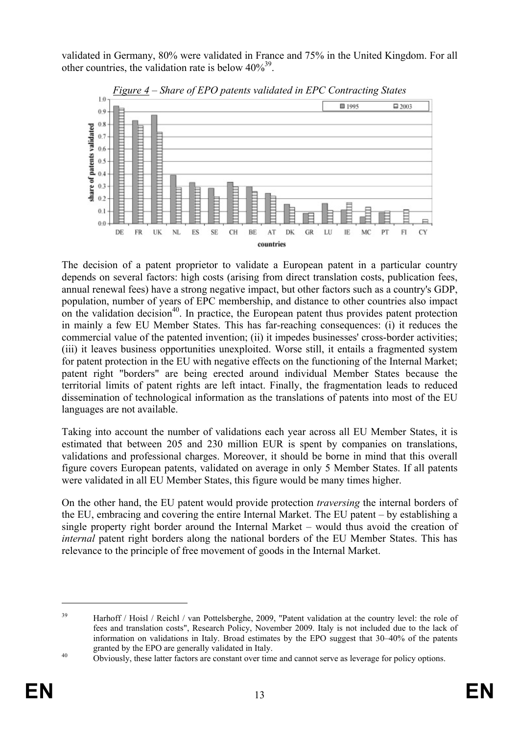validated in Germany, 80% were validated in France and 75% in the United Kingdom. For all other countries, the validation rate is below 40%[39].

*Figure 4 – Share of EPO patents validated in EPC Contracting States*

The decision of a patent proprietor to validate a European patent in a particular country depends on several factors: high costs (arising from direct translation costs, publication fees, annual renewal fees) have a strong negative impact, but other factors such as a country's GDP, population, number of years of EPC membership, and distance to other countries also impact on the validation decision[40]. In practice, the European patent thus provides patent protection in mainly a few EU Member States. This has far-reaching consequences: (i) it reduces the commercial value of the patented invention; (ii) it impedes businesses' cross-border activities; (iii) it leaves business opportunities unexploited. Worse still, it entails a fragmented system for patent protection in the EU with negative effects on the functioning of the Internal Market; patent right "borders" are being erected around individual Member States because the territorial limits of patent rights are left intact. Finally, the fragmentation leads to reduced dissemination of technological information as the translations of patents into most of the EU languages are not available.

Taking into account the number of validations each year across all EU Member States, it is estimated that between 205 and 230 million EUR is spent by companies on translations, validations and professional charges. Moreover, it should be borne in mind that this overall figure covers European patents, validated on average in only 5 Member States. If all patents were validated in all EU Member States, this figure would be many times higher.

On the other hand, the EU patent would provide protection *traversing* the internal borders of the EU, embracing and covering the entire Internal Market. The EU patent – by establishing a single property right border around the Internal Market – would thus avoid the creation of *internal* patent right borders along the national borders of the EU Member States. This has relevance to the principle of free movement of goods in the Internal Market.

---

[39] Harhoff / Hoisl / Reichl / van Pottelsberghe, 2009, "Patent validation at the country level: the role of fees and translation costs", Research Policy, November 2009. Italy is not included due to the lack of information on validations in Italy. Broad estimates by the EPO suggest that 30–40% of the patents granted by the EPO are generally validated in Italy.

[40] Obviously, these latter factors are constant over time and cannot serve as leverage for policy options.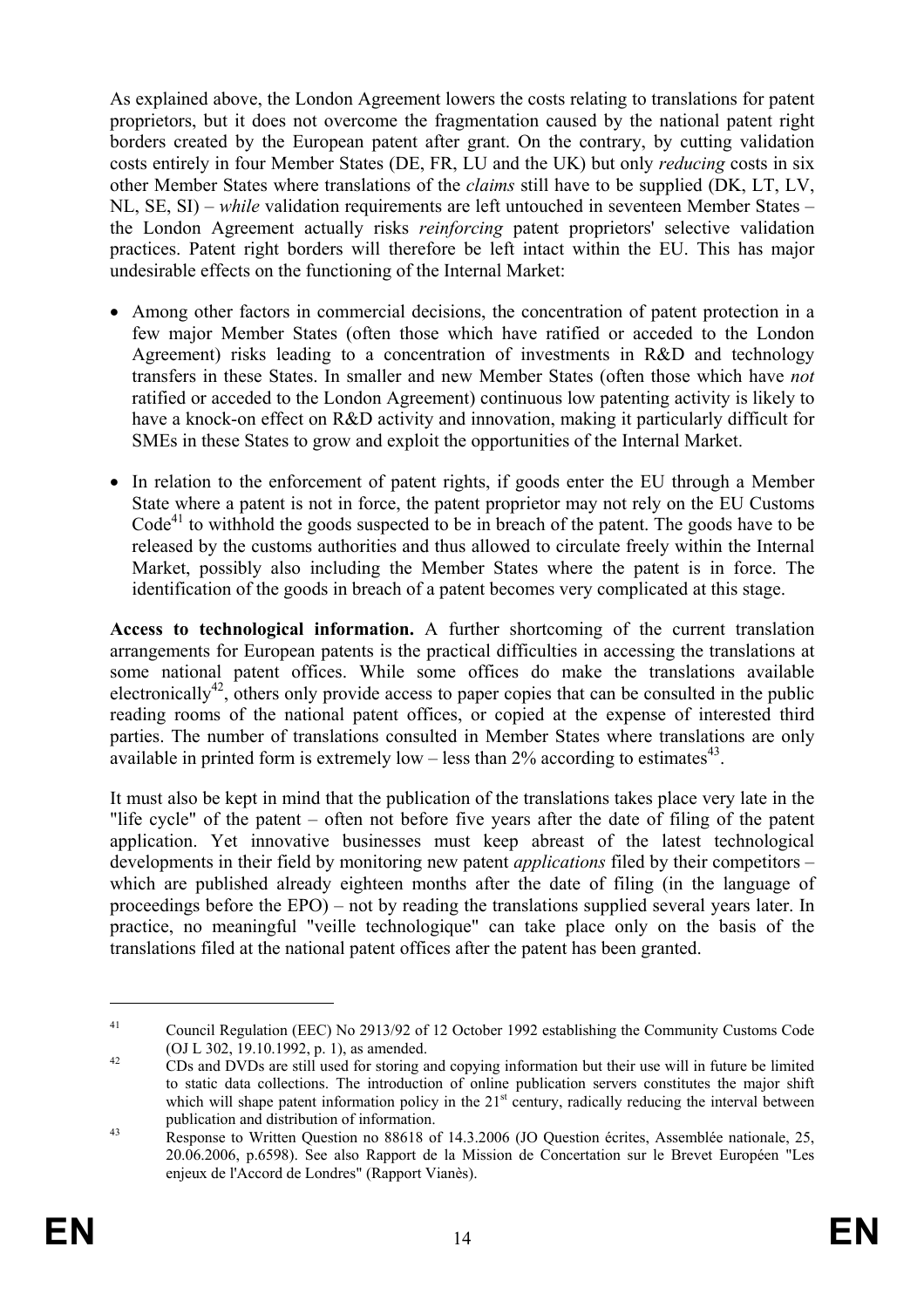As explained above, the London Agreement lowers the costs relating to translations for patent proprietors, but it does not overcome the fragmentation caused by the national patent right borders created by the European patent after grant. On the contrary, by cutting validation costs entirely in four Member States (DE, FR, LU and the UK) but only *reducing* costs in six other Member States where translations of the *claims* still have to be supplied (DK, LT, LV, NL, SE, SI) – *while* validation requirements are left untouched in seventeen Member States – the London Agreement actually risks *reinforcing* patent proprietors' selective validation practices. Patent right borders will therefore be left intact within the EU. This has major undesirable effects on the functioning of the Internal Market:

- Among other factors in commercial decisions, the concentration of patent protection in a few major Member States (often those which have ratified or acceded to the London Agreement) risks leading to a concentration of investments in R&D and technology transfers in these States. In smaller and new Member States (often those which have *not* ratified or acceded to the London Agreement) continuous low patenting activity is likely to have a knock-on effect on R&D activity and innovation, making it particularly difficult for SMEs in these States to grow and exploit the opportunities of the Internal Market.
- In relation to the enforcement of patent rights, if goods enter the EU through a Member State where a patent is not in force, the patent proprietor may not rely on the EU Customs Code[41] to withhold the goods suspected to be in breach of the patent. The goods have to be released by the customs authorities and thus allowed to circulate freely within the Internal Market, possibly also including the Member States where the patent is in force. The identification of the goods in breach of a patent becomes very complicated at this stage.

**Access to technological information.** A further shortcoming of the current translation arrangements for European patents is the practical difficulties in accessing the translations at some national patent offices. While some offices do make the translations available electronically[42], others only provide access to paper copies that can be consulted in the public reading rooms of the national patent offices, or copied at the expense of interested third parties. The number of translations consulted in Member States where translations are only available in printed form is extremely low – less than 2% according to estimates[43].

It must also be kept in mind that the publication of the translations takes place very late in the "life cycle" of the patent – often not before five years after the date of filing of the patent application. Yet innovative businesses must keep abreast of the latest technological developments in their field by monitoring new patent *applications* filed by their competitors – which are published already eighteen months after the date of filing (in the language of proceedings before the EPO) – not by reading the translations supplied several years later. In practice, no meaningful "veille technologique" can take place only on the basis of the translations filed at the national patent offices after the patent has been granted.

---

[41] Council Regulation (EEC) No 2913/92 of 12 October 1992 establishing the Community Customs Code (OJ L 302, 19.10.1992, p. 1), as amended.

[42] CDs and DVDs are still used for storing and copying information but their use will in future be limited to static data collections. The introduction of online publication servers constitutes the major shift which will shape patent information policy in the 21st century, radically reducing the interval between publication and distribution of information.

[43] Response to Written Question no 88618 of 14.3.2006 (JO Question écrites, Assemblée nationale, 25, 20.06.2006, p.6598). See also Rapport de la Mission de Concertation sur le Brevet Européen "Les enjeux de l'Accord de Londres" (Rapport Vianès).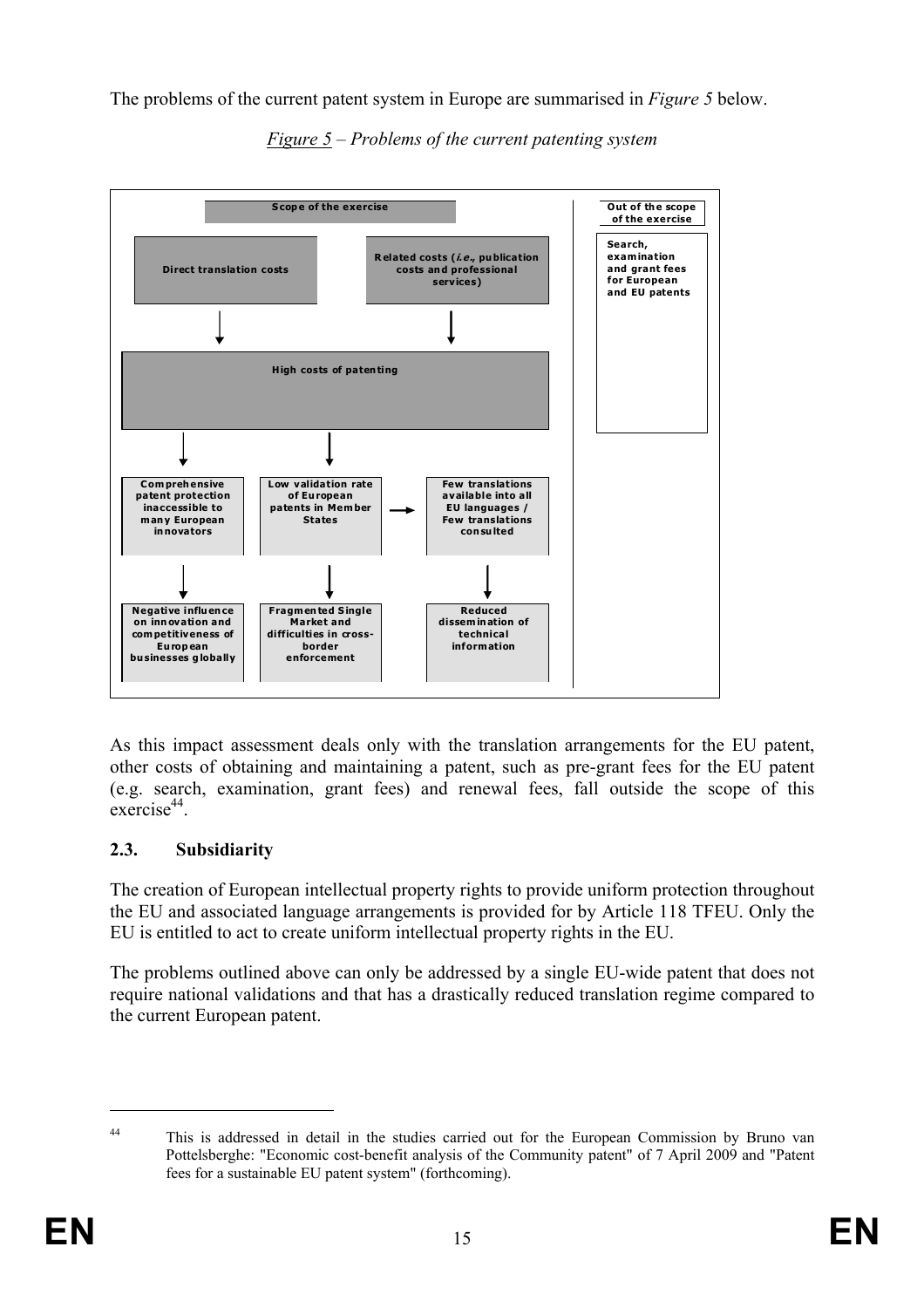The problems of the current patent system in Europe are summarised in *Figure 5* below.

*<u>Figure 5</u> – Problems of the current patenting system*

**Scope of the exercise**

- **Direct translation costs** → **High costs of patenting**
- **Related costs (*i.e.,* publication costs and professional services)** → **High costs of patenting**

**High costs of patenting** →

- **Comprehensive patent protection inaccessible to many European innovators** → **Negative influence on innovation and competitiveness of European businesses globally**
- **Low validation rate of European patents in Member States** → **Fragmented Single Market and difficulties in cross-border enforcement**
- **Low validation rate of European patents in Member States** → **Few translations available into all EU languages / Few translations consulted** → **Reduced dissemination of technical information**

**Out of the scope of the exercise**

- **Search, examination and grant fees for European and EU patents**

As this impact assessment deals only with the translation arrangements for the EU patent, other costs of obtaining and maintaining a patent, such as pre-grant fees for the EU patent (e.g. search, examination, grant fees) and renewal fees, fall outside the scope of this exercise[44].

## 2.3. Subsidiarity

The creation of European intellectual property rights to provide uniform protection throughout the EU and associated language arrangements is provided for by Article 118 TFEU. Only the EU is entitled to act to create uniform intellectual property rights in the EU.

The problems outlined above can only be addressed by a single EU-wide patent that does not require national validations and that has a drastically reduced translation regime compared to the current European patent.

---

[44] This is addressed in detail in the studies carried out for the European Commission by Bruno van Pottelsberghe: "Economic cost-benefit analysis of the Community patent" of 7 April 2009 and "Patent fees for a sustainable EU patent system" (forthcoming).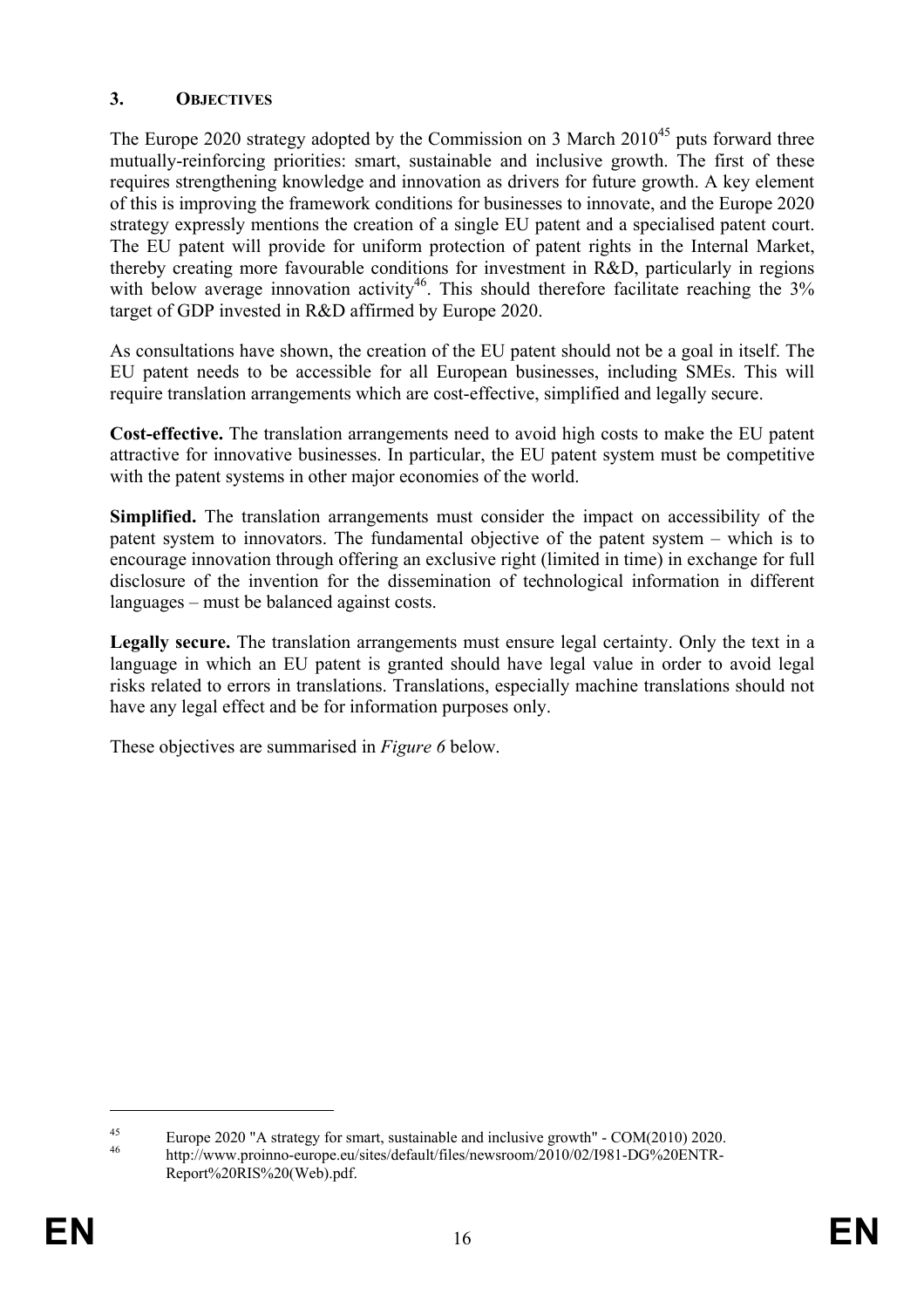## 3. OBJECTIVES

The Europe 2020 strategy adopted by the Commission on 3 March 2010[45] puts forward three mutually-reinforcing priorities: smart, sustainable and inclusive growth. The first of these requires strengthening knowledge and innovation as drivers for future growth. A key element of this is improving the framework conditions for businesses to innovate, and the Europe 2020 strategy expressly mentions the creation of a single EU patent and a specialised patent court. The EU patent will provide for uniform protection of patent rights in the Internal Market, thereby creating more favourable conditions for investment in R&D, particularly in regions with below average innovation activity[46]. This should therefore facilitate reaching the 3% target of GDP invested in R&D affirmed by Europe 2020.

As consultations have shown, the creation of the EU patent should not be a goal in itself. The EU patent needs to be accessible for all European businesses, including SMEs. This will require translation arrangements which are cost-effective, simplified and legally secure.

**Cost-effective.** The translation arrangements need to avoid high costs to make the EU patent attractive for innovative businesses. In particular, the EU patent system must be competitive with the patent systems in other major economies of the world.

**Simplified.** The translation arrangements must consider the impact on accessibility of the patent system to innovators. The fundamental objective of the patent system – which is to encourage innovation through offering an exclusive right (limited in time) in exchange for full disclosure of the invention for the dissemination of technological information in different languages – must be balanced against costs.

**Legally secure.** The translation arrangements must ensure legal certainty. Only the text in a language in which an EU patent is granted should have legal value in order to avoid legal risks related to errors in translations. Translations, especially machine translations should not have any legal effect and be for information purposes only.

These objectives are summarised in *Figure 6* below.

---

[45] Europe 2020 "A strategy for smart, sustainable and inclusive growth" - COM(2010) 2020.

[46] http://www.proinno-europe.eu/sites/default/files/newsroom/2010/02/I981-DG%20ENTR-Report%20RIS%20(Web).pdf.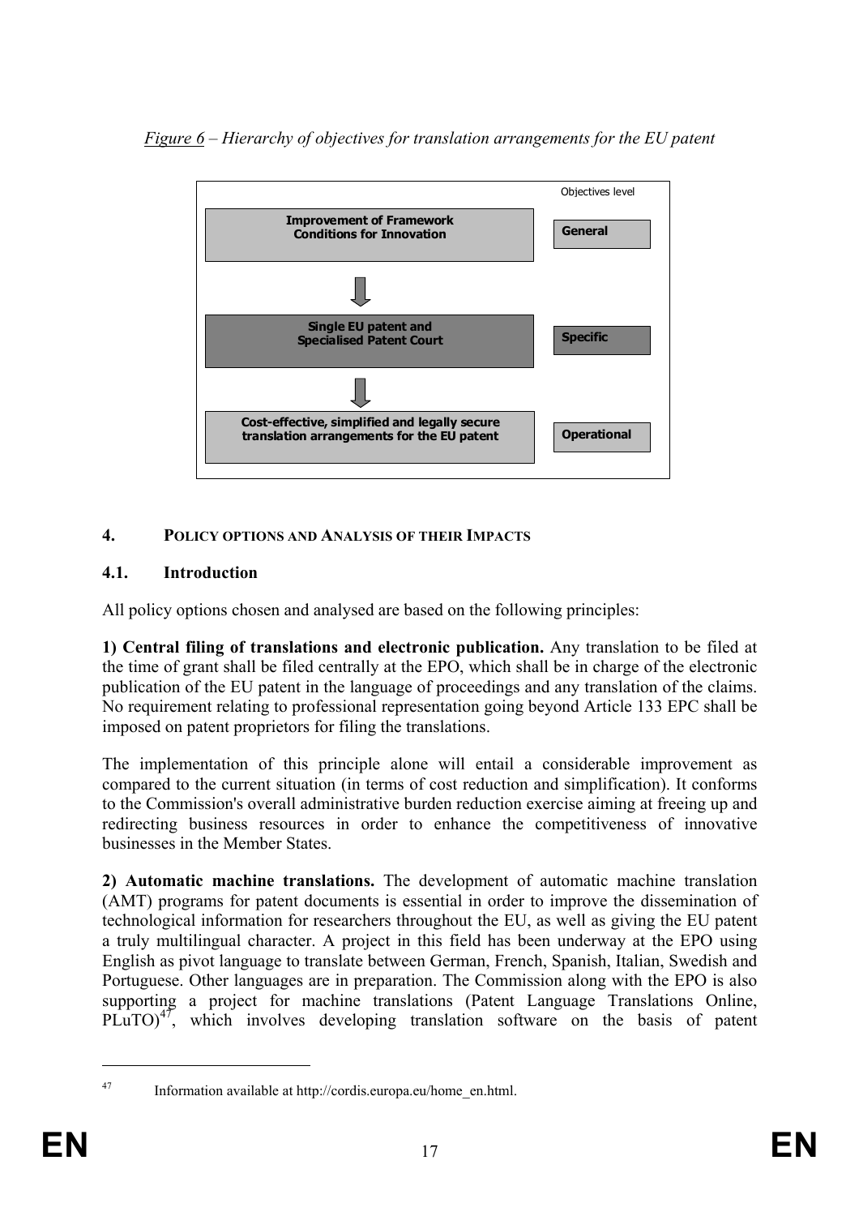*<u>Figure 6</u> – Hierarchy of objectives for translation arrangements for the EU patent*

| Objectives | Objectives level |
|---|---|
| Improvement of Framework Conditions for Innovation | General |
| ↓ | |
| Single EU patent and Specialised Patent Court | Specific |
| ↓ | |
| Cost-effective, simplified and legally secure translation arrangements for the EU patent | Operational |

## 4. POLICY OPTIONS AND ANALYSIS OF THEIR IMPACTS

### 4.1. Introduction

All policy options chosen and analysed are based on the following principles:

**1) Central filing of translations and electronic publication.** Any translation to be filed at the time of grant shall be filed centrally at the EPO, which shall be in charge of the electronic publication of the EU patent in the language of proceedings and any translation of the claims. No requirement relating to professional representation going beyond Article 133 EPC shall be imposed on patent proprietors for filing the translations.

The implementation of this principle alone will entail a considerable improvement as compared to the current situation (in terms of cost reduction and simplification). It conforms to the Commission's overall administrative burden reduction exercise aiming at freeing up and redirecting business resources in order to enhance the competitiveness of innovative businesses in the Member States.

**2) Automatic machine translations.** The development of automatic machine translation (AMT) programs for patent documents is essential in order to improve the dissemination of technological information for researchers throughout the EU, as well as giving the EU patent a truly multilingual character. A project in this field has been underway at the EPO using English as pivot language to translate between German, French, Spanish, Italian, Swedish and Portuguese. Other languages are in preparation. The Commission along with the EPO is also supporting a project for machine translations (Patent Language Translations Online, PLuTO)[47], which involves developing translation software on the basis of patent

[47] Information available at http://cordis.europa.eu/home_en.html.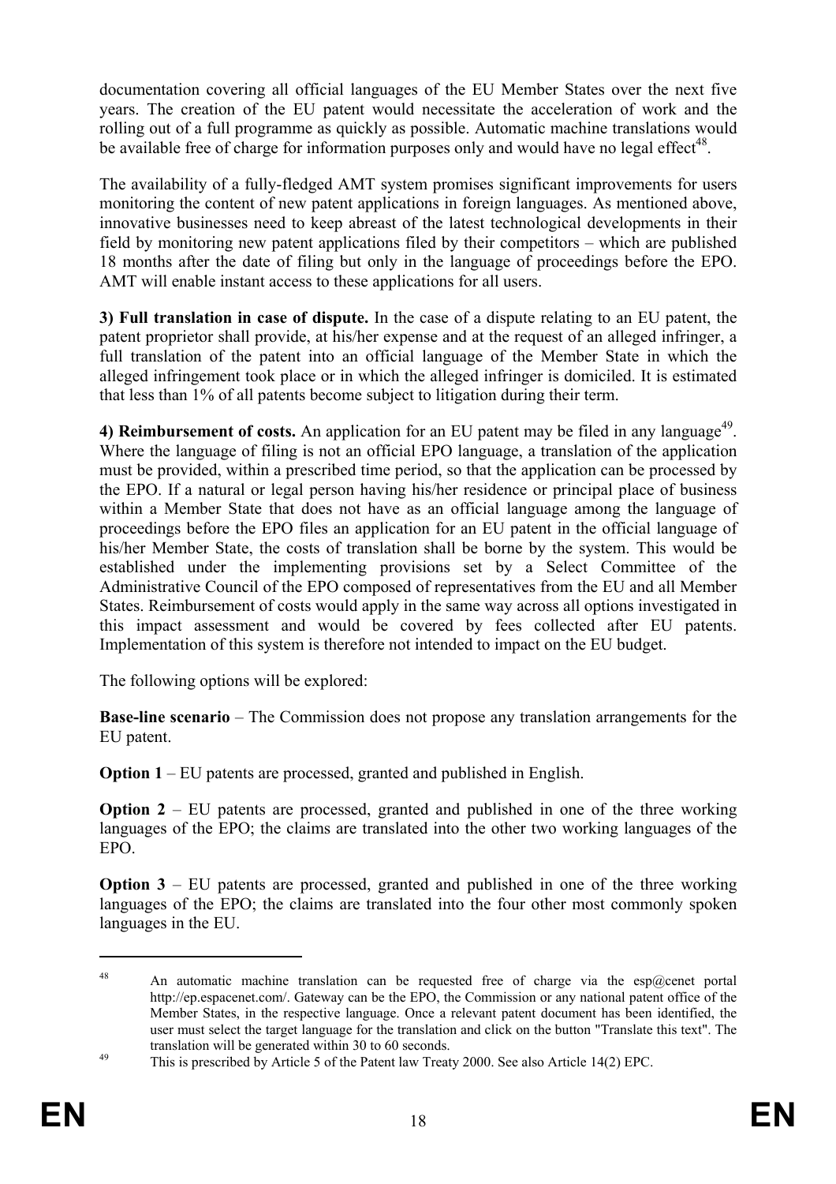documentation covering all official languages of the EU Member States over the next five years. The creation of the EU patent would necessitate the acceleration of work and the rolling out of a full programme as quickly as possible. Automatic machine translations would be available free of charge for information purposes only and would have no legal effect[48].

The availability of a fully-fledged AMT system promises significant improvements for users monitoring the content of new patent applications in foreign languages. As mentioned above, innovative businesses need to keep abreast of the latest technological developments in their field by monitoring new patent applications filed by their competitors – which are published 18 months after the date of filing but only in the language of proceedings before the EPO. AMT will enable instant access to these applications for all users.

**3) Full translation in case of dispute.** In the case of a dispute relating to an EU patent, the patent proprietor shall provide, at his/her expense and at the request of an alleged infringer, a full translation of the patent into an official language of the Member State in which the alleged infringement took place or in which the alleged infringer is domiciled. It is estimated that less than 1% of all patents become subject to litigation during their term.

**4) Reimbursement of costs.** An application for an EU patent may be filed in any language[49]. Where the language of filing is not an official EPO language, a translation of the application must be provided, within a prescribed time period, so that the application can be processed by the EPO. If a natural or legal person having his/her residence or principal place of business within a Member State that does not have as an official language among the language of proceedings before the EPO files an application for an EU patent in the official language of his/her Member State, the costs of translation shall be borne by the system. This would be established under the implementing provisions set by a Select Committee of the Administrative Council of the EPO composed of representatives from the EU and all Member States. Reimbursement of costs would apply in the same way across all options investigated in this impact assessment and would be covered by fees collected after EU patents. Implementation of this system is therefore not intended to impact on the EU budget.

The following options will be explored:

**Base-line scenario** – The Commission does not propose any translation arrangements for the EU patent.

**Option 1** – EU patents are processed, granted and published in English.

**Option 2** – EU patents are processed, granted and published in one of the three working languages of the EPO; the claims are translated into the other two working languages of the EPO.

**Option 3** – EU patents are processed, granted and published in one of the three working languages of the EPO; the claims are translated into the four other most commonly spoken languages in the EU.

---

[48] An automatic machine translation can be requested free of charge via the esp@cenet portal http://ep.espacenet.com/. Gateway can be the EPO, the Commission or any national patent office of the Member States, in the respective language. Once a relevant patent document has been identified, the user must select the target language for the translation and click on the button "Translate this text". The translation will be generated within 30 to 60 seconds.

[49] This is prescribed by Article 5 of the Patent law Treaty 2000. See also Article 14(2) EPC.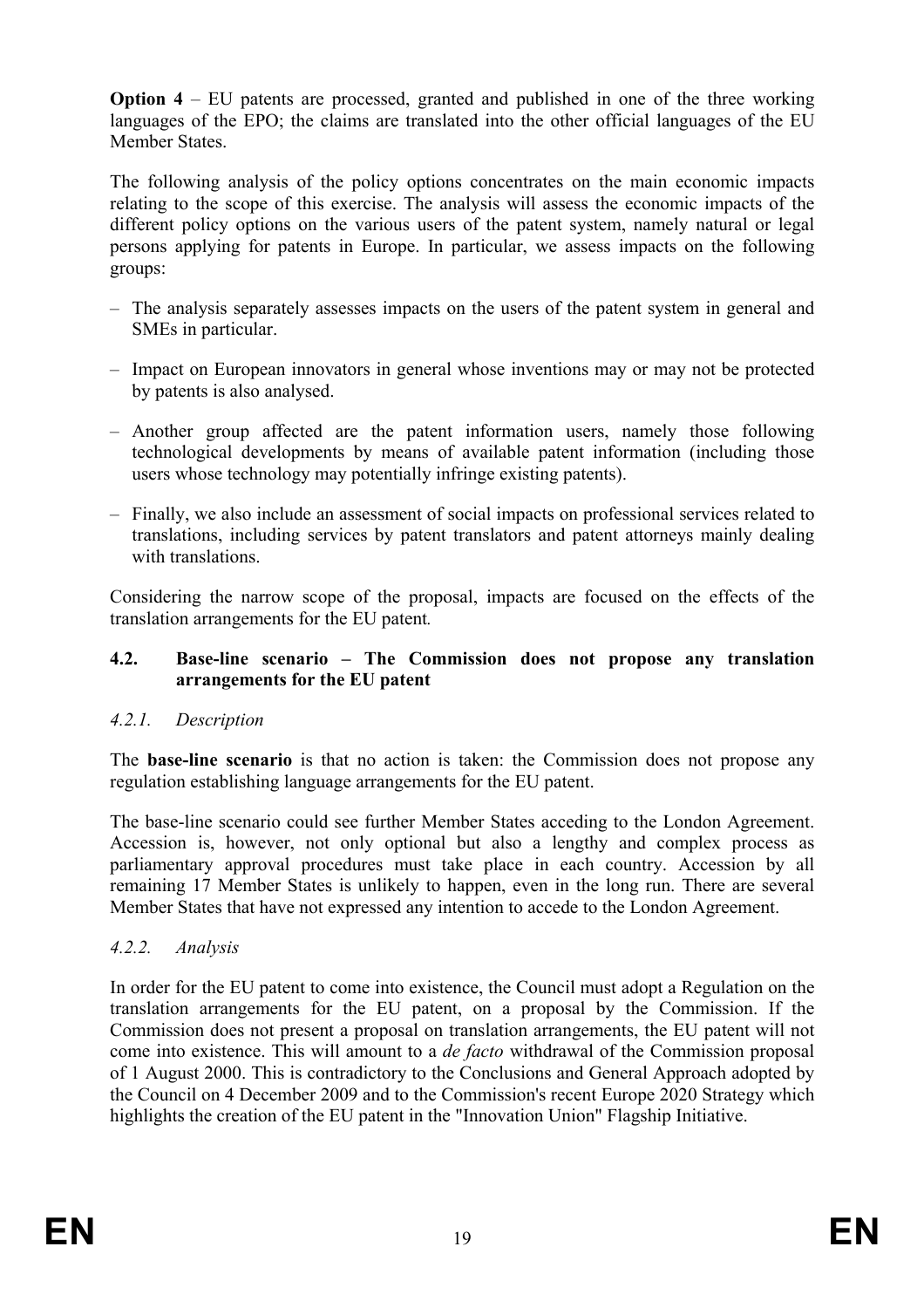**Option 4** – EU patents are processed, granted and published in one of the three working languages of the EPO; the claims are translated into the other official languages of the EU Member States.

The following analysis of the policy options concentrates on the main economic impacts relating to the scope of this exercise. The analysis will assess the economic impacts of the different policy options on the various users of the patent system, namely natural or legal persons applying for patents in Europe. In particular, we assess impacts on the following groups:

– The analysis separately assesses impacts on the users of the patent system in general and SMEs in particular.

– Impact on European innovators in general whose inventions may or may not be protected by patents is also analysed.

– Another group affected are the patent information users, namely those following technological developments by means of available patent information (including those users whose technology may potentially infringe existing patents).

– Finally, we also include an assessment of social impacts on professional services related to translations, including services by patent translators and patent attorneys mainly dealing with translations.

Considering the narrow scope of the proposal, impacts are focused on the effects of the translation arrangements for the EU patent*.*

## 4.2. Base-line scenario – The Commission does not propose any translation arrangements for the EU patent

### *4.2.1. Description*

The **base-line scenario** is that no action is taken: the Commission does not propose any regulation establishing language arrangements for the EU patent.

The base-line scenario could see further Member States acceding to the London Agreement. Accession is, however, not only optional but also a lengthy and complex process as parliamentary approval procedures must take place in each country. Accession by all remaining 17 Member States is unlikely to happen, even in the long run. There are several Member States that have not expressed any intention to accede to the London Agreement.

### *4.2.2. Analysis*

In order for the EU patent to come into existence, the Council must adopt a Regulation on the translation arrangements for the EU patent, on a proposal by the Commission. If the Commission does not present a proposal on translation arrangements, the EU patent will not come into existence. This will amount to a *de facto* withdrawal of the Commission proposal of 1 August 2000. This is contradictory to the Conclusions and General Approach adopted by the Council on 4 December 2009 and to the Commission's recent Europe 2020 Strategy which highlights the creation of the EU patent in the "Innovation Union" Flagship Initiative.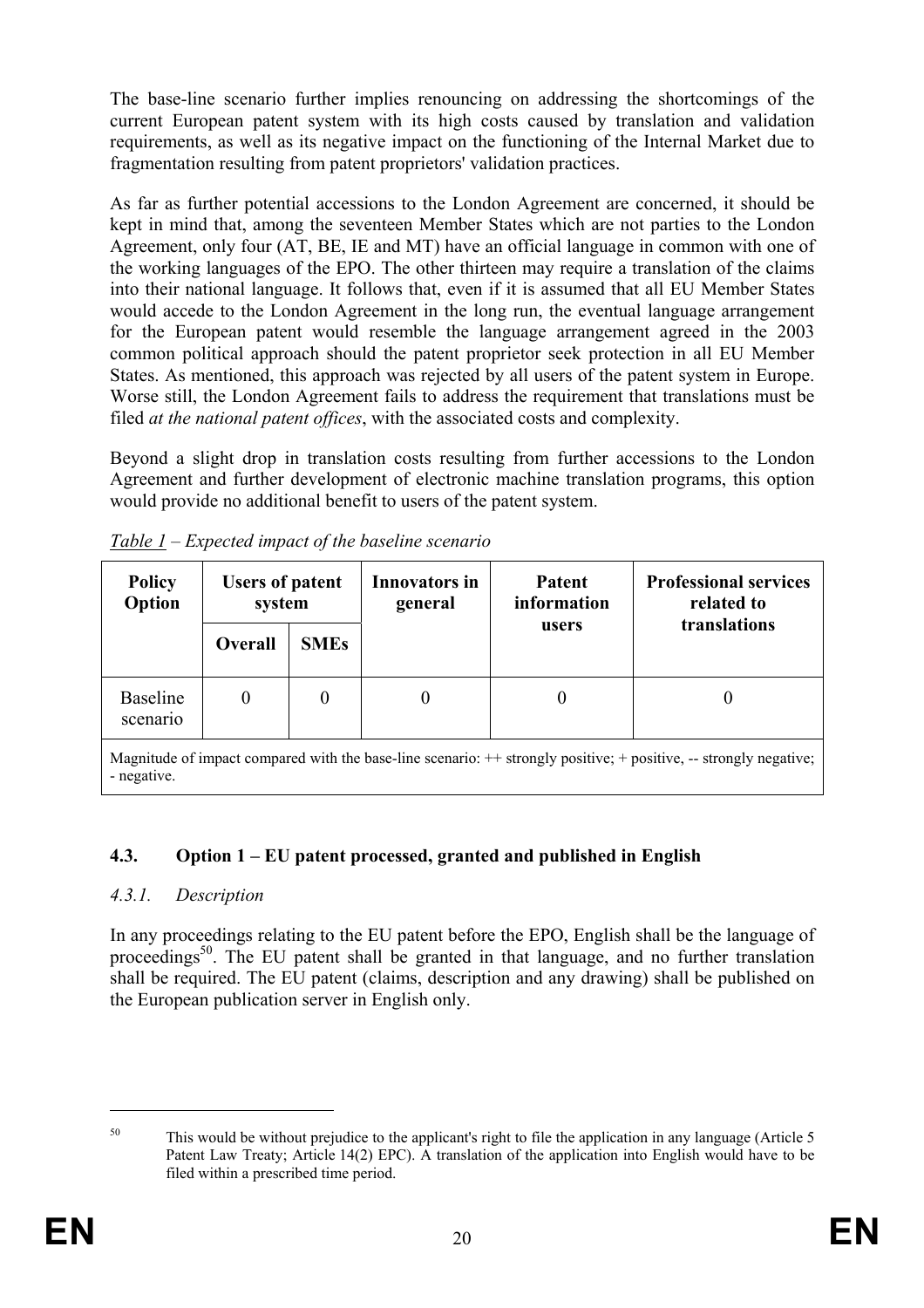The base-line scenario further implies renouncing on addressing the shortcomings of the current European patent system with its high costs caused by translation and validation requirements, as well as its negative impact on the functioning of the Internal Market due to fragmentation resulting from patent proprietors' validation practices.

As far as further potential accessions to the London Agreement are concerned, it should be kept in mind that, among the seventeen Member States which are not parties to the London Agreement, only four (AT, BE, IE and MT) have an official language in common with one of the working languages of the EPO. The other thirteen may require a translation of the claims into their national language. It follows that, even if it is assumed that all EU Member States would accede to the London Agreement in the long run, the eventual language arrangement for the European patent would resemble the language arrangement agreed in the 2003 common political approach should the patent proprietor seek protection in all EU Member States. As mentioned, this approach was rejected by all users of the patent system in Europe. Worse still, the London Agreement fails to address the requirement that translations must be filed *at the national patent offices*, with the associated costs and complexity.

Beyond a slight drop in translation costs resulting from further accessions to the London Agreement and further development of electronic machine translation programs, this option would provide no additional benefit to users of the patent system.

*Table 1 – Expected impact of the baseline scenario*

| Policy Option | Users of patent system | | Innovators in general | Patent information users | Professional services related to translations |
|---|---|---|---|---|---|
| | Overall | SMEs | | | |
| Baseline scenario | 0 | 0 | 0 | 0 | 0 |

Magnitude of impact compared with the base-line scenario: ++ strongly positive; + positive, -- strongly negative; - negative.

### 4.3. Option 1 – EU patent processed, granted and published in English

#### *4.3.1. Description*

In any proceedings relating to the EU patent before the EPO, English shall be the language of proceedings[50]. The EU patent shall be granted in that language, and no further translation shall be required. The EU patent (claims, description and any drawing) shall be published on the European publication server in English only.

[50] This would be without prejudice to the applicant's right to file the application in any language (Article 5 Patent Law Treaty; Article 14(2) EPC). A translation of the application into English would have to be filed within a prescribed time period.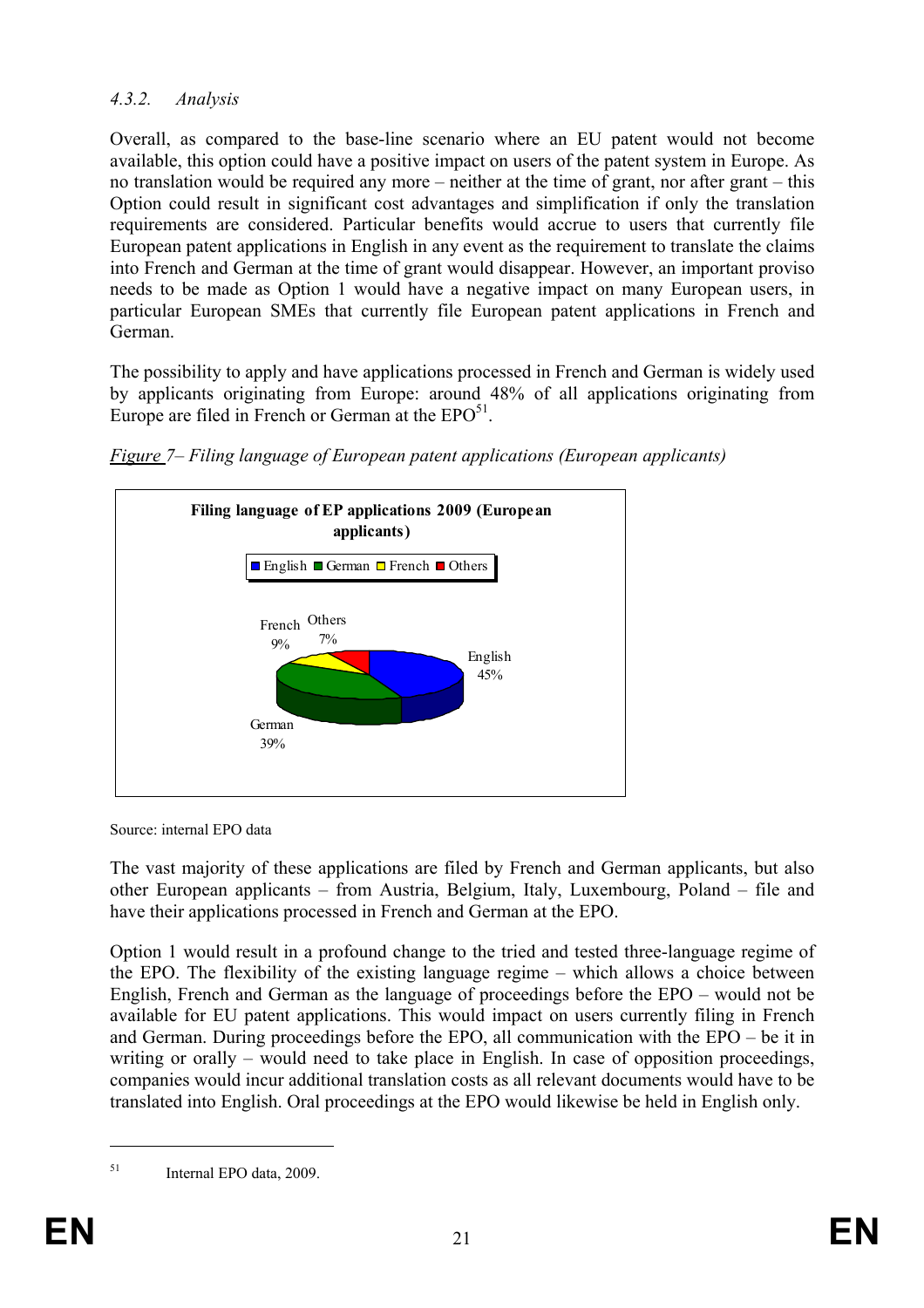#### 4.3.2. *Analysis*

Overall, as compared to the base-line scenario where an EU patent would not become available, this option could have a positive impact on users of the patent system in Europe. As no translation would be required any more – neither at the time of grant, nor after grant – this Option could result in significant cost advantages and simplification if only the translation requirements are considered. Particular benefits would accrue to users that currently file European patent applications in English in any event as the requirement to translate the claims into French and German at the time of grant would disappear. However, an important proviso needs to be made as Option 1 would have a negative impact on many European users, in particular European SMEs that currently file European patent applications in French and German.

The possibility to apply and have applications processed in French and German is widely used by applicants originating from Europe: around 48% of all applications originating from Europe are filed in French or German at the EPO[51].

*Figure 7– Filing language of European patent applications (European applicants)*

**Filing language of EP applications 2009 (European applicants)**

| Language | Share |
|---|---|
| English | 45% |
| German | 39% |
| French | 9% |
| Others | 7% |

Source: internal EPO data

The vast majority of these applications are filed by French and German applicants, but also other European applicants – from Austria, Belgium, Italy, Luxembourg, Poland – file and have their applications processed in French and German at the EPO.

Option 1 would result in a profound change to the tried and tested three-language regime of the EPO. The flexibility of the existing language regime – which allows a choice between English, French and German as the language of proceedings before the EPO – would not be available for EU patent applications. This would impact on users currently filing in French and German. During proceedings before the EPO, all communication with the EPO – be it in writing or orally – would need to take place in English. In case of opposition proceedings, companies would incur additional translation costs as all relevant documents would have to be translated into English. Oral proceedings at the EPO would likewise be held in English only.

---

[51] Internal EPO data, 2009.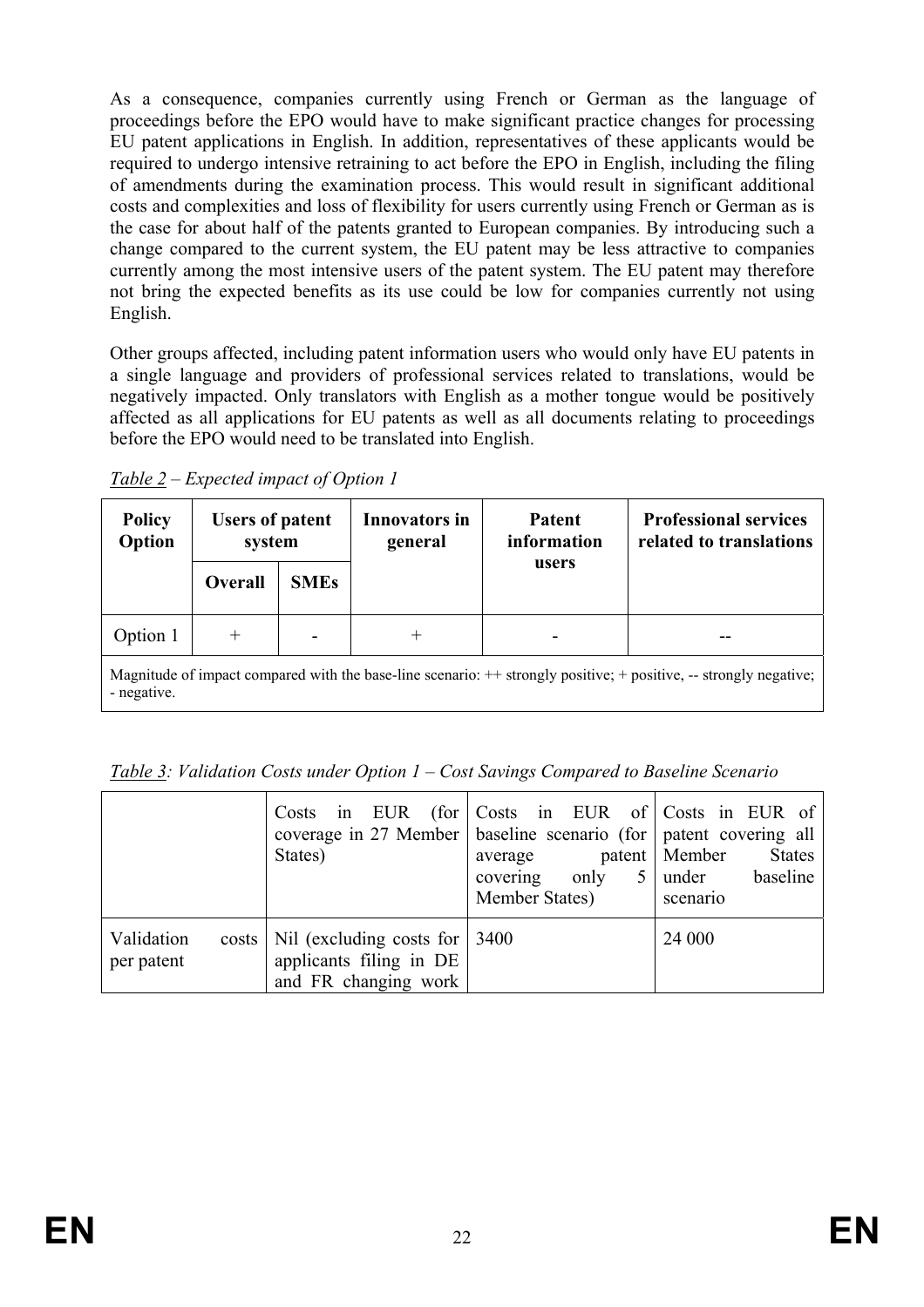As a consequence, companies currently using French or German as the language of proceedings before the EPO would have to make significant practice changes for processing EU patent applications in English. In addition, representatives of these applicants would be required to undergo intensive retraining to act before the EPO in English, including the filing of amendments during the examination process. This would result in significant additional costs and complexities and loss of flexibility for users currently using French or German as is the case for about half of the patents granted to European companies. By introducing such a change compared to the current system, the EU patent may be less attractive to companies currently among the most intensive users of the patent system. The EU patent may therefore not bring the expected benefits as its use could be low for companies currently not using English.

Other groups affected, including patent information users who would only have EU patents in a single language and providers of professional services related to translations, would be negatively impacted. Only translators with English as a mother tongue would be positively affected as all applications for EU patents as well as all documents relating to proceedings before the EPO would need to be translated into English.

*Table 2 – Expected impact of Option 1*

| Policy Option | Users of patent system | | Innovators in general | Patent information users | Professional services related to translations |
|---|---|---|---|---|---|
| | Overall | SMEs | | | |
| Option 1 | + | - | + | - | -- |

Magnitude of impact compared with the base-line scenario: ++ strongly positive; + positive, -- strongly negative; - negative.

*Table 3: Validation Costs under Option 1 – Cost Savings Compared to Baseline Scenario*

| | Costs in EUR (for coverage in 27 Member States) | Costs in EUR of baseline scenario (for average patent covering only 5 Member States) | Costs in EUR of patent covering all Member States under baseline scenario |
|---|---|---|---|
| Validation costs per patent | Nil (excluding costs for applicants filing in DE and FR changing work | 3400 | 24 000 |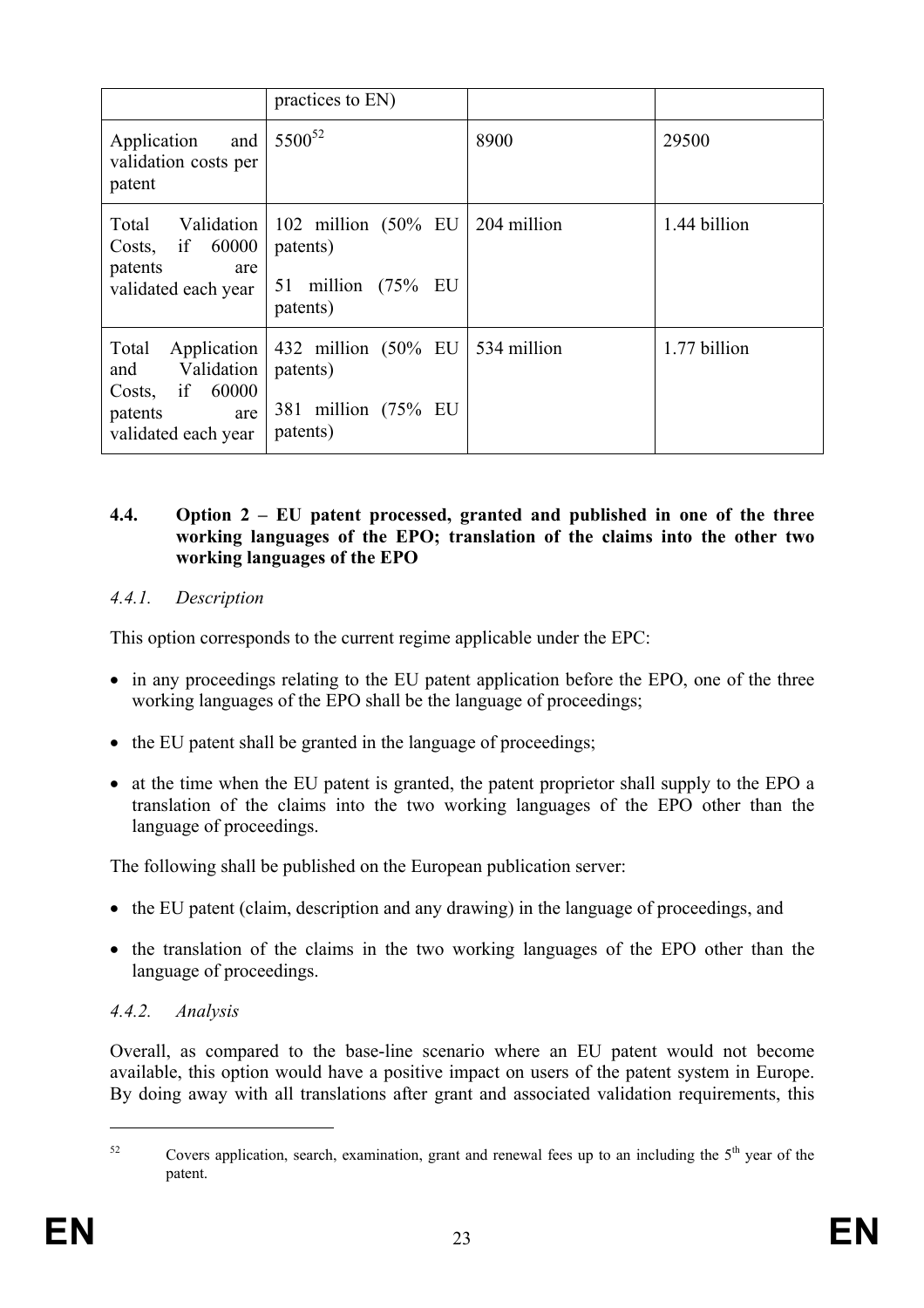| | practices to EN) | | |
|---|---|---|---|
| Application and validation costs per patent | 5500[52] | 8900 | 29500 |
| Total Validation Costs, if 60000 patents are validated each year | 102 million (50% EU patents)<br><br>51 million (75% EU patents) | 204 million | 1.44 billion |
| Total Application and Validation Costs, if 60000 patents are validated each year | 432 million (50% EU patents)<br><br>381 million (75% EU patents) | 534 million | 1.77 billion |

### 4.4. Option 2 – EU patent processed, granted and published in one of the three working languages of the EPO; translation of the claims into the other two working languages of the EPO

#### *4.4.1. Description*

This option corresponds to the current regime applicable under the EPC:

- in any proceedings relating to the EU patent application before the EPO, one of the three working languages of the EPO shall be the language of proceedings;
- the EU patent shall be granted in the language of proceedings;
- at the time when the EU patent is granted, the patent proprietor shall supply to the EPO a translation of the claims into the two working languages of the EPO other than the language of proceedings.

The following shall be published on the European publication server:

- the EU patent (claim, description and any drawing) in the language of proceedings, and
- the translation of the claims in the two working languages of the EPO other than the language of proceedings.

#### *4.4.2. Analysis*

Overall, as compared to the base-line scenario where an EU patent would not become available, this option would have a positive impact on users of the patent system in Europe. By doing away with all translations after grant and associated validation requirements, this

[52] Covers application, search, examination, grant and renewal fees up to an including the 5th year of the patent.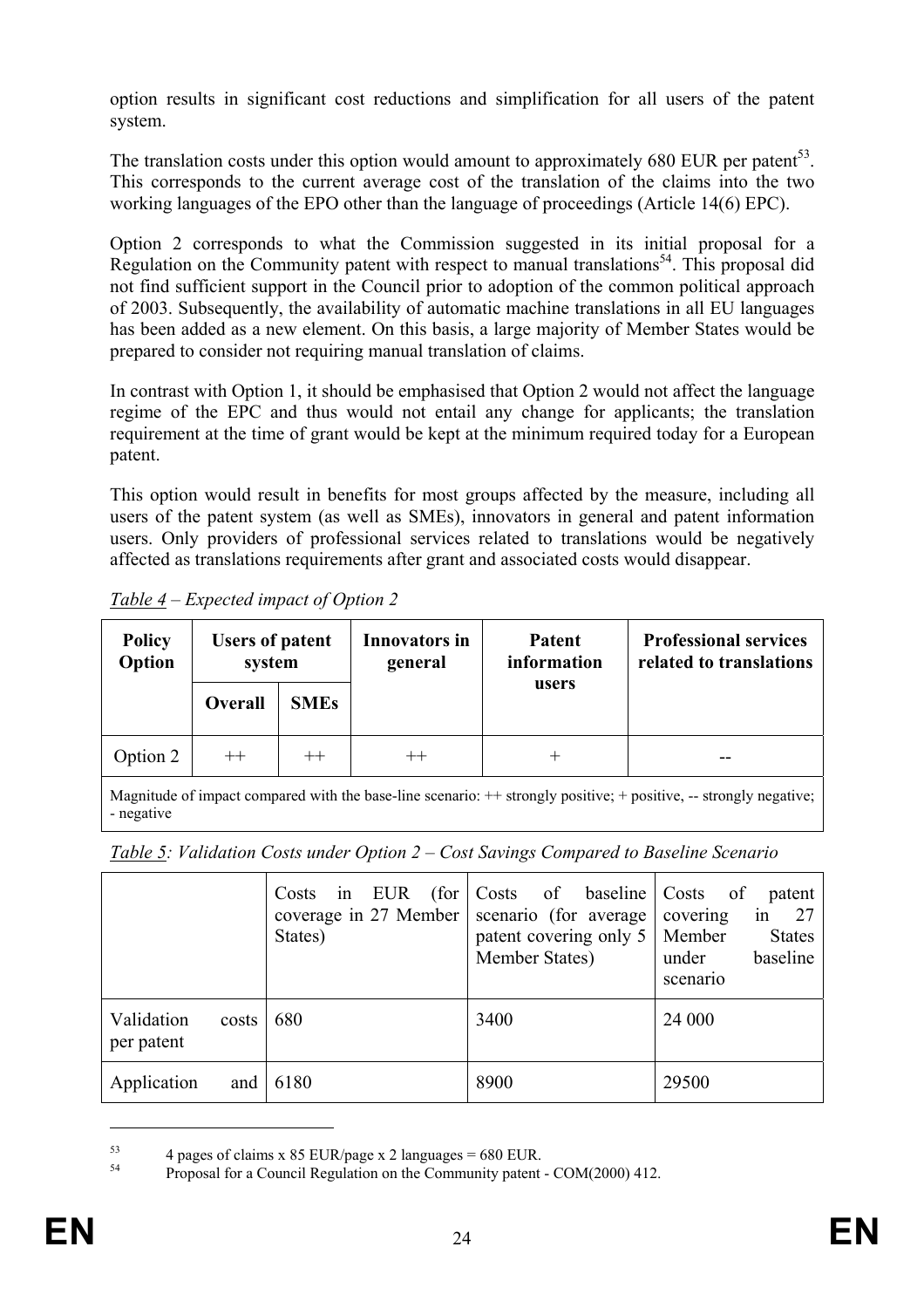option results in significant cost reductions and simplification for all users of the patent system.

The translation costs under this option would amount to approximately 680 EUR per patent[53]. This corresponds to the current average cost of the translation of the claims into the two working languages of the EPO other than the language of proceedings (Article 14(6) EPC).

Option 2 corresponds to what the Commission suggested in its initial proposal for a Regulation on the Community patent with respect to manual translations[54]. This proposal did not find sufficient support in the Council prior to adoption of the common political approach of 2003. Subsequently, the availability of automatic machine translations in all EU languages has been added as a new element. On this basis, a large majority of Member States would be prepared to consider not requiring manual translation of claims.

In contrast with Option 1, it should be emphasised that Option 2 would not affect the language regime of the EPC and thus would not entail any change for applicants; the translation requirement at the time of grant would be kept at the minimum required today for a European patent.

This option would result in benefits for most groups affected by the measure, including all users of the patent system (as well as SMEs), innovators in general and patent information users. Only providers of professional services related to translations would be negatively affected as translations requirements after grant and associated costs would disappear.

*Table 4 – Expected impact of Option 2*

| Policy Option | Users of patent system | | Innovators in general | Patent information users | Professional services related to translations |
|---|---|---|---|---|---|
| | Overall | SMEs | | | |
| Option 2 | ++ | ++ | ++ | + | -- |

Magnitude of impact compared with the base-line scenario: ++ strongly positive; + positive, -- strongly negative; - negative

*Table 5: Validation Costs under Option 2 – Cost Savings Compared to Baseline Scenario*

| | Costs in EUR (for coverage in 27 Member States) | Costs of baseline scenario (for average patent covering only 5 Member States) | Costs of patent covering in 27 Member States under baseline scenario |
|---|---|---|---|
| Validation costs per patent | 680 | 3400 | 24 000 |
| Application and | 6180 | 8900 | 29500 |

[53] 4 pages of claims x 85 EUR/page x 2 languages = 680 EUR.

[54] Proposal for a Council Regulation on the Community patent - COM(2000) 412.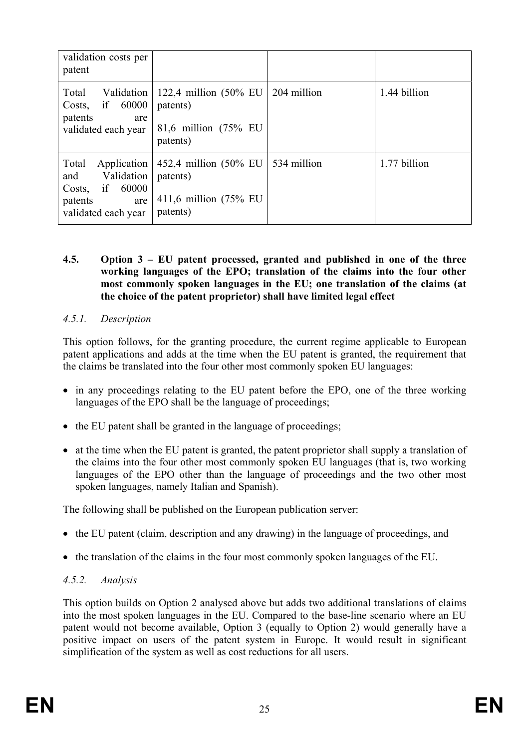| validation costs per patent | | | |
|---|---|---|---|
| Total Validation Costs, if 60000 patents are validated each year | 122,4 million (50% EU patents)<br><br>81,6 million (75% EU patents) | 204 million | 1.44 billion |
| Total Application and Validation Costs, if 60000 patents are validated each year | 452,4 million (50% EU patents)<br><br>411,6 million (75% EU patents) | 534 million | 1.77 billion |

### 4.5. Option 3 – EU patent processed, granted and published in one of the three working languages of the EPO; translation of the claims into the four other most commonly spoken languages in the EU; one translation of the claims (at the choice of the patent proprietor) shall have limited legal effect

#### *4.5.1. Description*

This option follows, for the granting procedure, the current regime applicable to European patent applications and adds at the time when the EU patent is granted, the requirement that the claims be translated into the four other most commonly spoken EU languages:

- in any proceedings relating to the EU patent before the EPO, one of the three working languages of the EPO shall be the language of proceedings;
- the EU patent shall be granted in the language of proceedings;
- at the time when the EU patent is granted, the patent proprietor shall supply a translation of the claims into the four other most commonly spoken EU languages (that is, two working languages of the EPO other than the language of proceedings and the two other most spoken languages, namely Italian and Spanish).

The following shall be published on the European publication server:

- the EU patent (claim, description and any drawing) in the language of proceedings, and
- the translation of the claims in the four most commonly spoken languages of the EU.

#### *4.5.2. Analysis*

This option builds on Option 2 analysed above but adds two additional translations of claims into the most spoken languages in the EU. Compared to the base-line scenario where an EU patent would not become available, Option 3 (equally to Option 2) would generally have a positive impact on users of the patent system in Europe. It would result in significant simplification of the system as well as cost reductions for all users.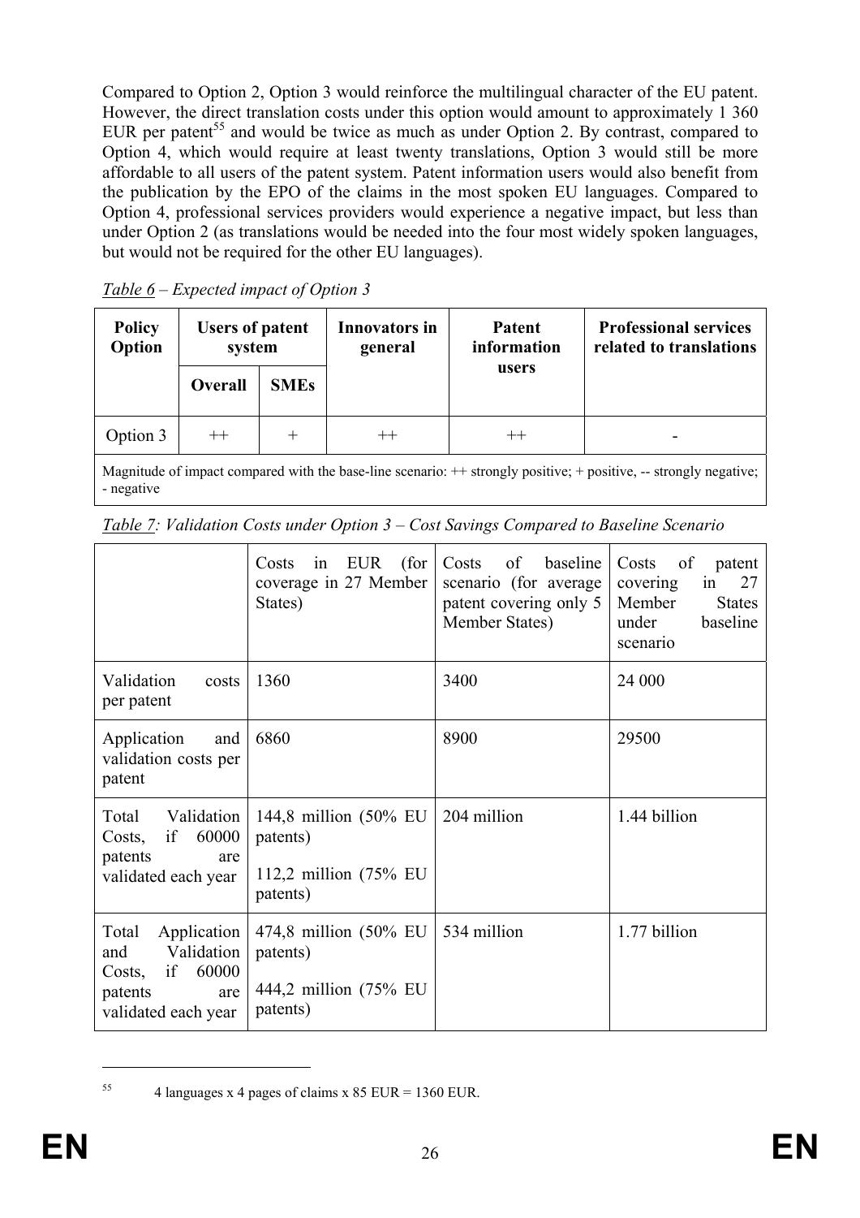Compared to Option 2, Option 3 would reinforce the multilingual character of the EU patent. However, the direct translation costs under this option would amount to approximately 1 360 EUR per patent[55] and would be twice as much as under Option 2. By contrast, compared to Option 4, which would require at least twenty translations, Option 3 would still be more affordable to all users of the patent system. Patent information users would also benefit from the publication by the EPO of the claims in the most spoken EU languages. Compared to Option 4, professional services providers would experience a negative impact, but less than under Option 2 (as translations would be needed into the four most widely spoken languages, but would not be required for the other EU languages).

*Table 6 – Expected impact of Option 3*

| Policy Option | Users of patent system | | Innovators in general | Patent information users | Professional services related to translations |
|---|---|---|---|---|---|
| | Overall | SMEs | | | |
| Option 3 | ++ | + | ++ | ++ | - |

Magnitude of impact compared with the base-line scenario: ++ strongly positive; + positive, -- strongly negative; - negative

*Table 7: Validation Costs under Option 3 – Cost Savings Compared to Baseline Scenario*

| | Costs in EUR (for coverage in 27 Member States) | Costs of baseline scenario (for average patent covering only 5 Member States) | Costs of patent covering in 27 Member States under baseline scenario |
|---|---|---|---|
| Validation costs per patent | 1360 | 3400 | 24 000 |
| Application and validation costs per patent | 6860 | 8900 | 29500 |
| Total Validation Costs, if 60000 patents are validated each year | 144,8 million (50% EU patents)<br>112,2 million (75% EU patents) | 204 million | 1.44 billion |
| Total Application and Validation Costs, if 60000 patents are validated each year | 474,8 million (50% EU patents)<br>444,2 million (75% EU patents) | 534 million | 1.77 billion |

[55] 4 languages x 4 pages of claims x 85 EUR = 1360 EUR.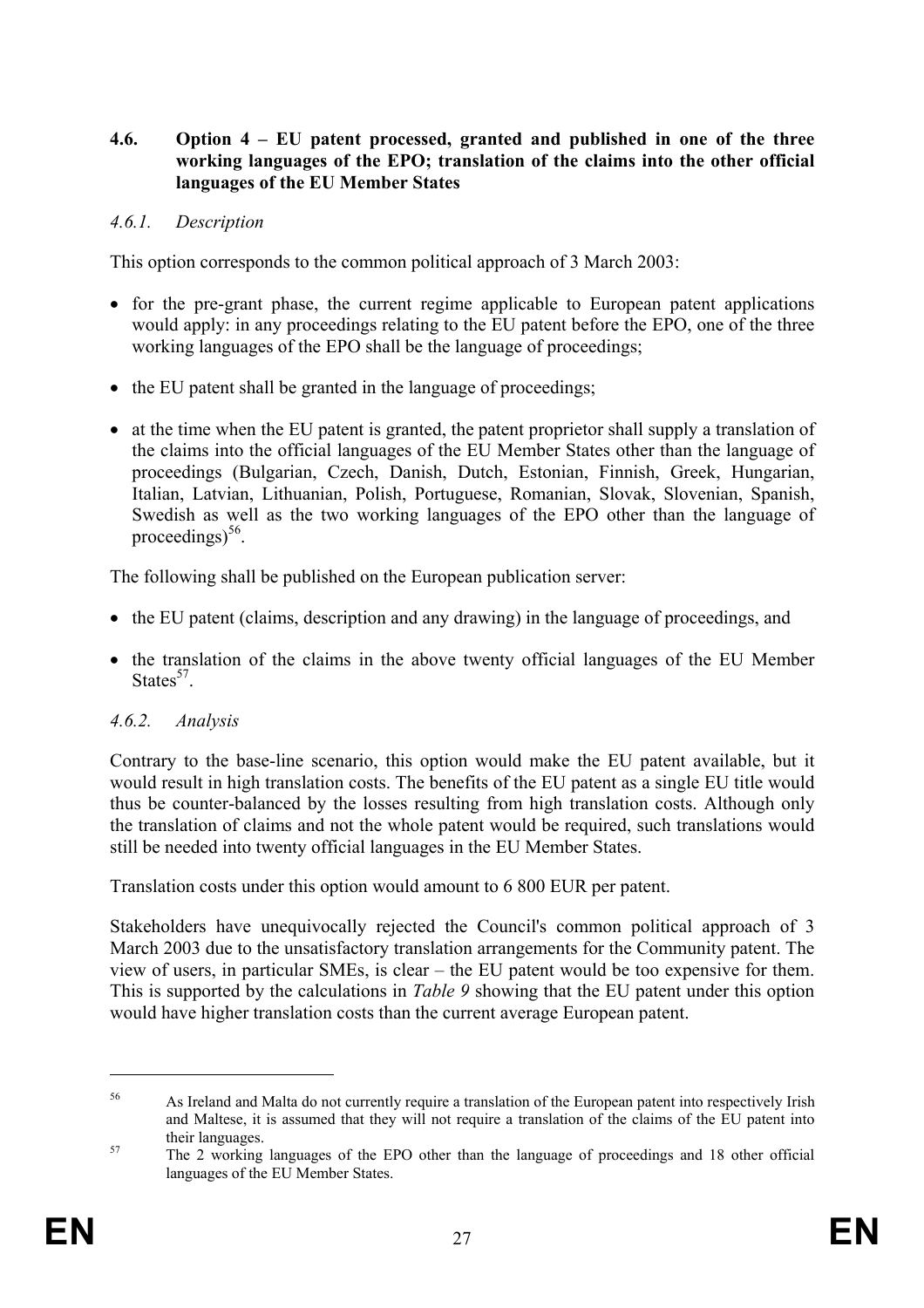### 4.6. Option 4 – EU patent processed, granted and published in one of the three working languages of the EPO; translation of the claims into the other official languages of the EU Member States

#### *4.6.1. Description*

This option corresponds to the common political approach of 3 March 2003:

- for the pre-grant phase, the current regime applicable to European patent applications would apply: in any proceedings relating to the EU patent before the EPO, one of the three working languages of the EPO shall be the language of proceedings;
- the EU patent shall be granted in the language of proceedings;
- at the time when the EU patent is granted, the patent proprietor shall supply a translation of the claims into the official languages of the EU Member States other than the language of proceedings (Bulgarian, Czech, Danish, Dutch, Estonian, Finnish, Greek, Hungarian, Italian, Latvian, Lithuanian, Polish, Portuguese, Romanian, Slovak, Slovenian, Spanish, Swedish as well as the two working languages of the EPO other than the language of proceedings)[56].

The following shall be published on the European publication server:

- the EU patent (claims, description and any drawing) in the language of proceedings, and
- the translation of the claims in the above twenty official languages of the EU Member States[57].

#### *4.6.2. Analysis*

Contrary to the base-line scenario, this option would make the EU patent available, but it would result in high translation costs. The benefits of the EU patent as a single EU title would thus be counter-balanced by the losses resulting from high translation costs. Although only the translation of claims and not the whole patent would be required, such translations would still be needed into twenty official languages in the EU Member States.

Translation costs under this option would amount to 6 800 EUR per patent.

Stakeholders have unequivocally rejected the Council's common political approach of 3 March 2003 due to the unsatisfactory translation arrangements for the Community patent. The view of users, in particular SMEs, is clear – the EU patent would be too expensive for them. This is supported by the calculations in *Table 9* showing that the EU patent under this option would have higher translation costs than the current average European patent.

---

[56] As Ireland and Malta do not currently require a translation of the European patent into respectively Irish and Maltese, it is assumed that they will not require a translation of the claims of the EU patent into their languages.

[57] The 2 working languages of the EPO other than the language of proceedings and 18 other official languages of the EU Member States.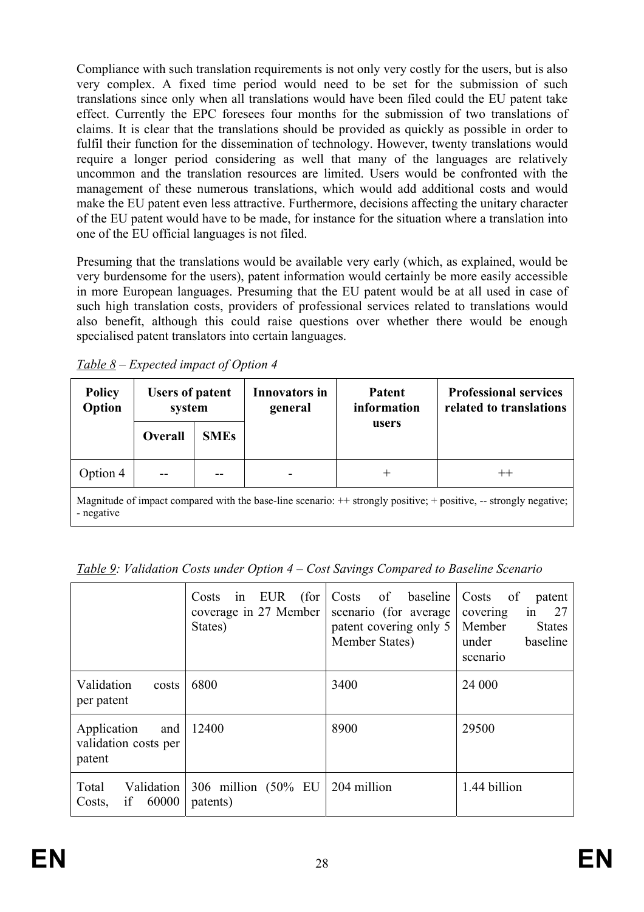Compliance with such translation requirements is not only very costly for the users, but is also very complex. A fixed time period would need to be set for the submission of such translations since only when all translations would have been filed could the EU patent take effect. Currently the EPC foresees four months for the submission of two translations of claims. It is clear that the translations should be provided as quickly as possible in order to fulfil their function for the dissemination of technology. However, twenty translations would require a longer period considering as well that many of the languages are relatively uncommon and the translation resources are limited. Users would be confronted with the management of these numerous translations, which would add additional costs and would make the EU patent even less attractive. Furthermore, decisions affecting the unitary character of the EU patent would have to be made, for instance for the situation where a translation into one of the EU official languages is not filed.

Presuming that the translations would be available very early (which, as explained, would be very burdensome for the users), patent information would certainly be more easily accessible in more European languages. Presuming that the EU patent would be at all used in case of such high translation costs, providers of professional services related to translations would also benefit, although this could raise questions over whether there would be enough specialised patent translators into certain languages.

*Table 8 – Expected impact of Option 4*

| Policy Option | Users of patent system | | Innovators in general | Patent information users | Professional services related to translations |
|---|---|---|---|---|---|
| | Overall | SMEs | | | |
| Option 4 | -- | -- | - | + | ++ |

Magnitude of impact compared with the base-line scenario: ++ strongly positive; + positive, -- strongly negative; - negative

*Table 9: Validation Costs under Option 4 – Cost Savings Compared to Baseline Scenario*

| | Costs in EUR (for coverage in 27 Member States) | Costs of baseline scenario (for average patent covering only 5 Member States) | Costs of patent covering in 27 Member States under baseline scenario |
|---|---|---|---|
| Validation costs per patent | 6800 | 3400 | 24 000 |
| Application and validation costs per patent | 12400 | 8900 | 29500 |
| Total Validation Costs, if 60000 | 306 million (50% EU patents) | 204 million | 1.44 billion |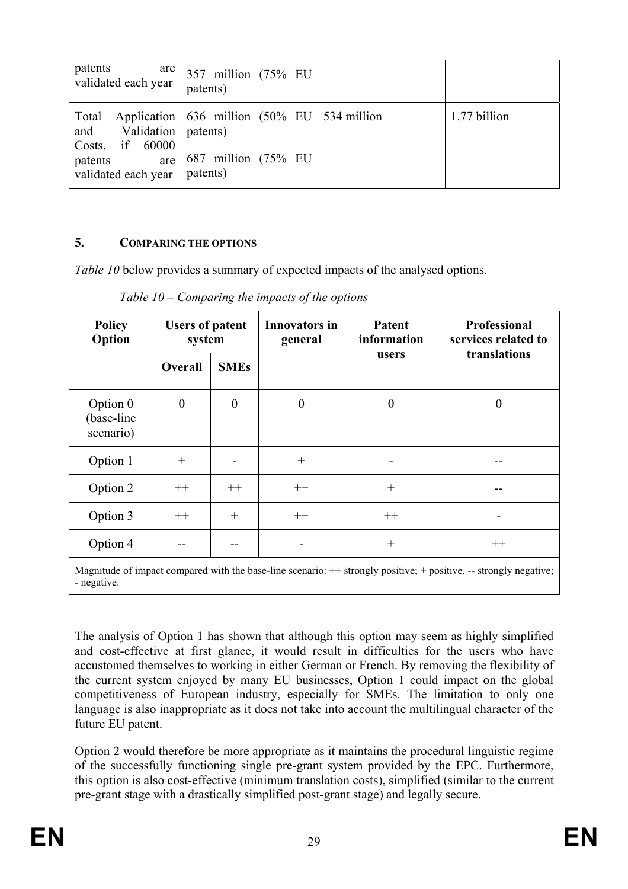| patents are validated each year | 357 million (75% EU patents) | | |
|---|---|---|---|
| Total Application and Validation Costs, if 60000 patents are validated each year | 636 million (50% EU patents)<br><br>687 million (75% EU patents) | 534 million | 1.77 billion |

## 5. COMPARING THE OPTIONS

*Table 10* below provides a summary of expected impacts of the analysed options.

*Table 10 – Comparing the impacts of the options*

| Policy Option | Users of patent system | | Innovators in general | Patent information users | Professional services related to translations |
|---|---|---|---|---|---|
| | Overall | SMEs | | | |
| Option 0 (base-line scenario) | 0 | 0 | 0 | 0 | 0 |
| Option 1 | + | - | + | - | -- |
| Option 2 | ++ | ++ | ++ | + | -- |
| Option 3 | ++ | + | ++ | ++ | - |
| Option 4 | -- | -- | - | + | ++ |
| Magnitude of impact compared with the base-line scenario: ++ strongly positive; + positive, -- strongly negative; - negative. | | | | | |

The analysis of Option 1 has shown that although this option may seem as highly simplified and cost-effective at first glance, it would result in difficulties for the users who have accustomed themselves to working in either German or French. By removing the flexibility of the current system enjoyed by many EU businesses, Option 1 could impact on the global competitiveness of European industry, especially for SMEs. The limitation to only one language is also inappropriate as it does not take into account the multilingual character of the future EU patent.

Option 2 would therefore be more appropriate as it maintains the procedural linguistic regime of the successfully functioning single pre-grant system provided by the EPC. Furthermore, this option is also cost-effective (minimum translation costs), simplified (similar to the current pre-grant stage with a drastically simplified post-grant stage) and legally secure.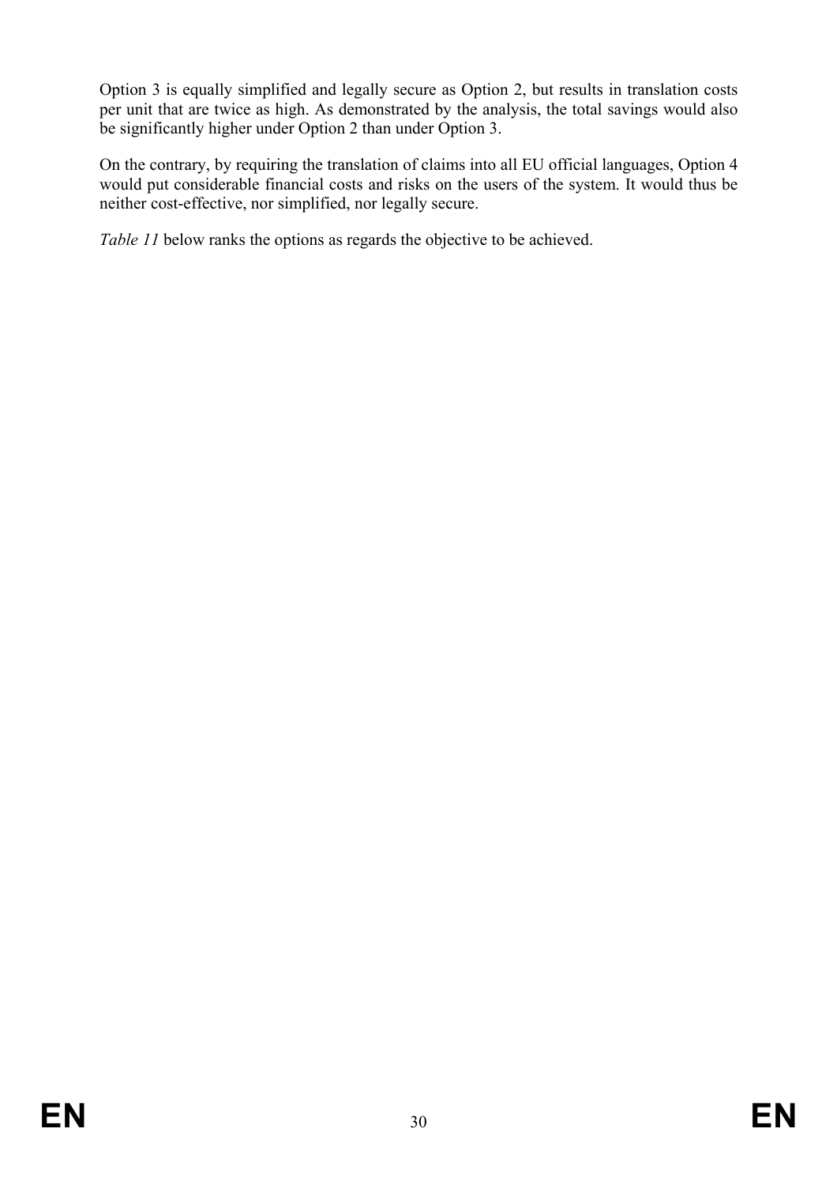Option 3 is equally simplified and legally secure as Option 2, but results in translation costs per unit that are twice as high. As demonstrated by the analysis, the total savings would also be significantly higher under Option 2 than under Option 3.

On the contrary, by requiring the translation of claims into all EU official languages, Option 4 would put considerable financial costs and risks on the users of the system. It would thus be neither cost-effective, nor simplified, nor legally secure.

*Table 11* below ranks the options as regards the objective to be achieved.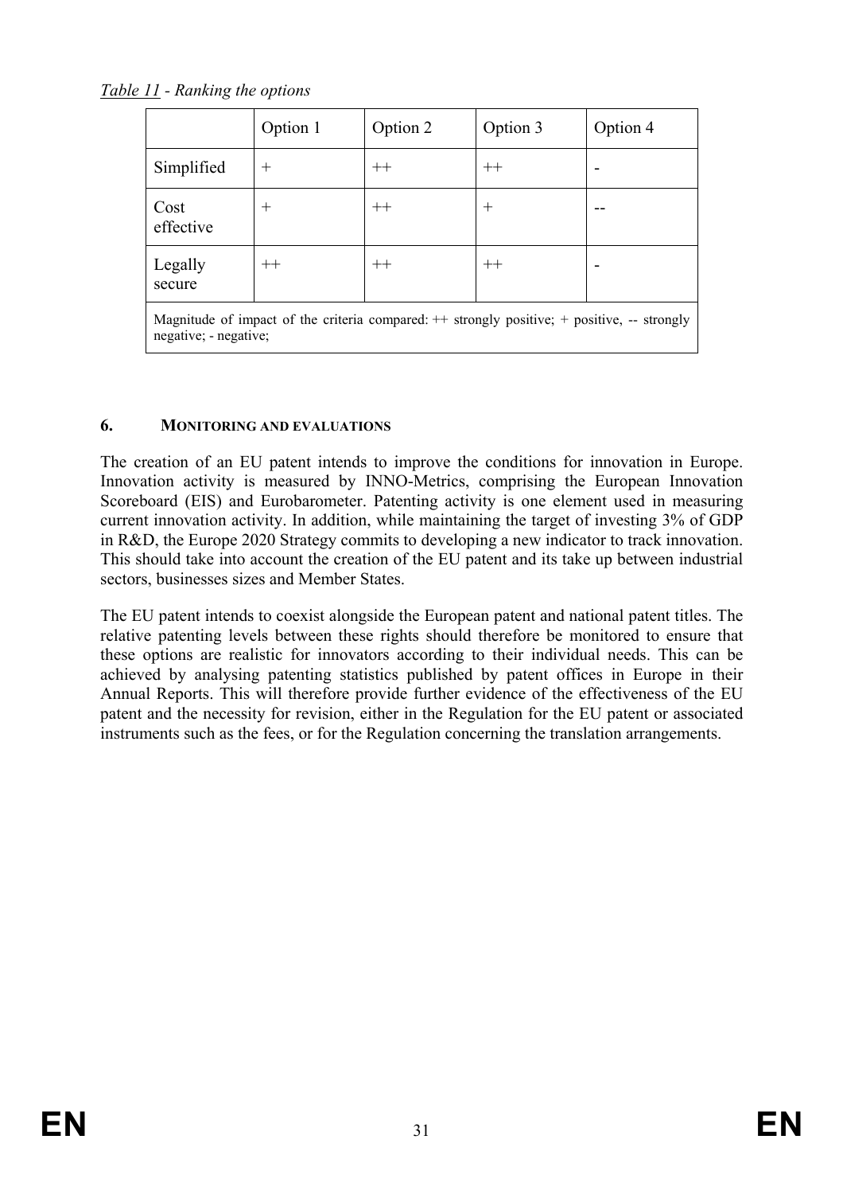*Table 11* - *Ranking the options*

| | Option 1 | Option 2 | Option 3 | Option 4 |
|---|---|---|---|---|
| Simplified | + | ++ | ++ | - |
| Cost effective | + | ++ | + | -- |
| Legally secure | ++ | ++ | ++ | - |
| Magnitude of impact of the criteria compared: ++ strongly positive; + positive, -- strongly negative; - negative; | | | | |

## 6. MONITORING AND EVALUATIONS

The creation of an EU patent intends to improve the conditions for innovation in Europe. Innovation activity is measured by INNO-Metrics, comprising the European Innovation Scoreboard (EIS) and Eurobarometer. Patenting activity is one element used in measuring current innovation activity. In addition, while maintaining the target of investing 3% of GDP in R&D, the Europe 2020 Strategy commits to developing a new indicator to track innovation. This should take into account the creation of the EU patent and its take up between industrial sectors, businesses sizes and Member States.

The EU patent intends to coexist alongside the European patent and national patent titles. The relative patenting levels between these rights should therefore be monitored to ensure that these options are realistic for innovators according to their individual needs. This can be achieved by analysing patenting statistics published by patent offices in Europe in their Annual Reports. This will therefore provide further evidence of the effectiveness of the EU patent and the necessity for revision, either in the Regulation for the EU patent or associated instruments such as the fees, or for the Regulation concerning the translation arrangements.